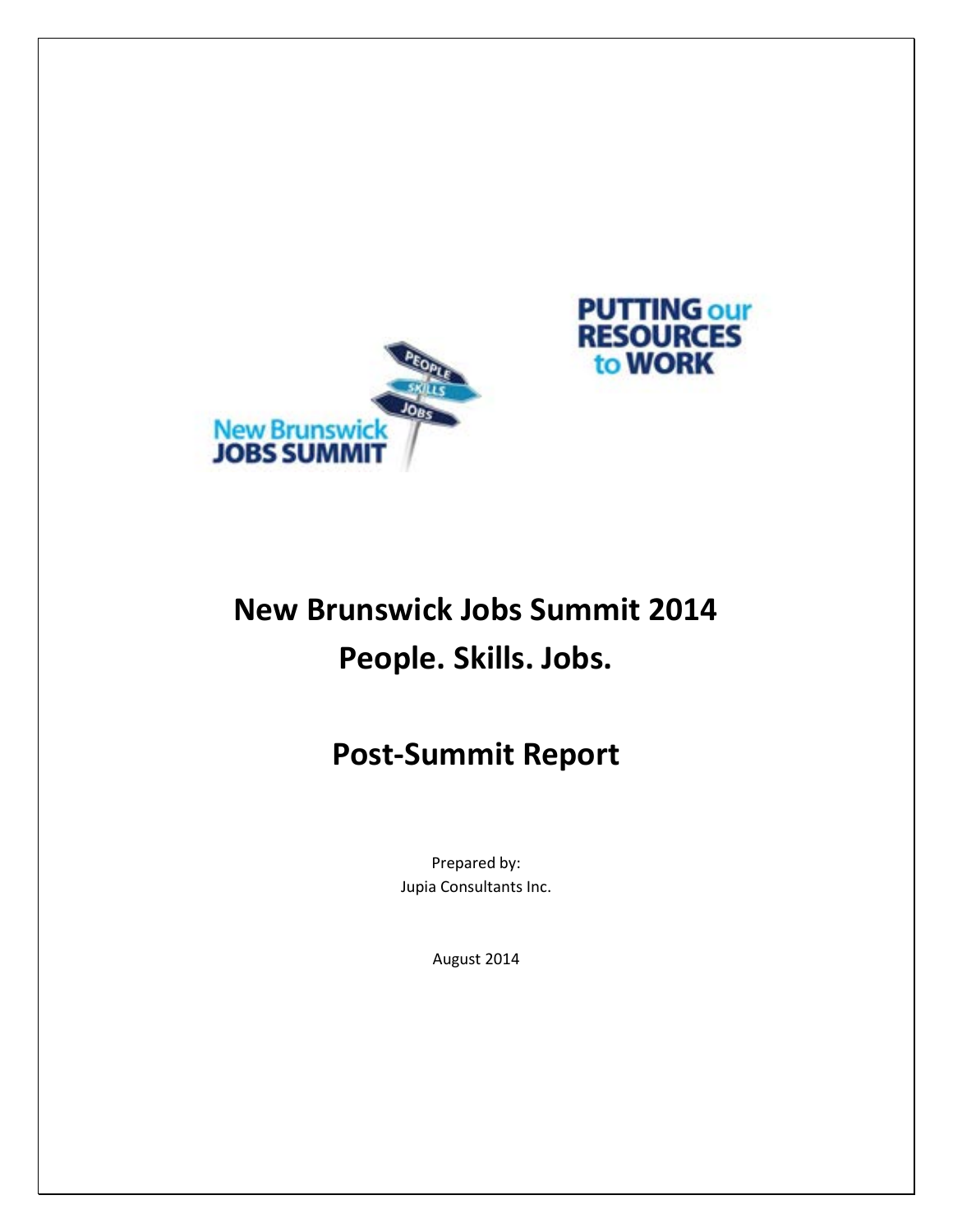# New Brunswick Jobs Summit 2014
# People. Skills. Jobs.

## Post-Summit Report

Prepared by:
Jupia Consultants Inc.

August 2014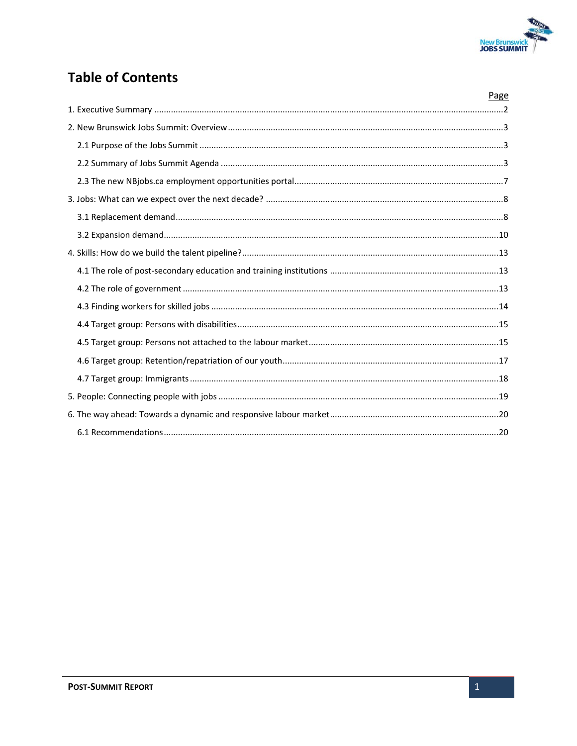# Table of Contents

| | Page |
|---|---|
| 1. Executive Summary | 2 |
| 2. New Brunswick Jobs Summit: Overview | 3 |
| 2.1 Purpose of the Jobs Summit | 3 |
| 2.2 Summary of Jobs Summit Agenda | 3 |
| 2.3 The new NBjobs.ca employment opportunities portal | 7 |
| 3. Jobs: What can we expect over the next decade? | 8 |
| 3.1 Replacement demand | 8 |
| 3.2 Expansion demand | 10 |
| 4. Skills: How do we build the talent pipeline? | 13 |
| 4.1 The role of post-secondary education and training institutions | 13 |
| 4.2 The role of government | 13 |
| 4.3 Finding workers for skilled jobs | 14 |
| 4.4 Target group: Persons with disabilities | 15 |
| 4.5 Target group: Persons not attached to the labour market | 15 |
| 4.6 Target group: Retention/repatriation of our youth | 17 |
| 4.7 Target group: Immigrants | 18 |
| 5. People: Connecting people with jobs | 19 |
| 6. The way ahead: Towards a dynamic and responsive labour market | 20 |
| 6.1 Recommendations | 20 |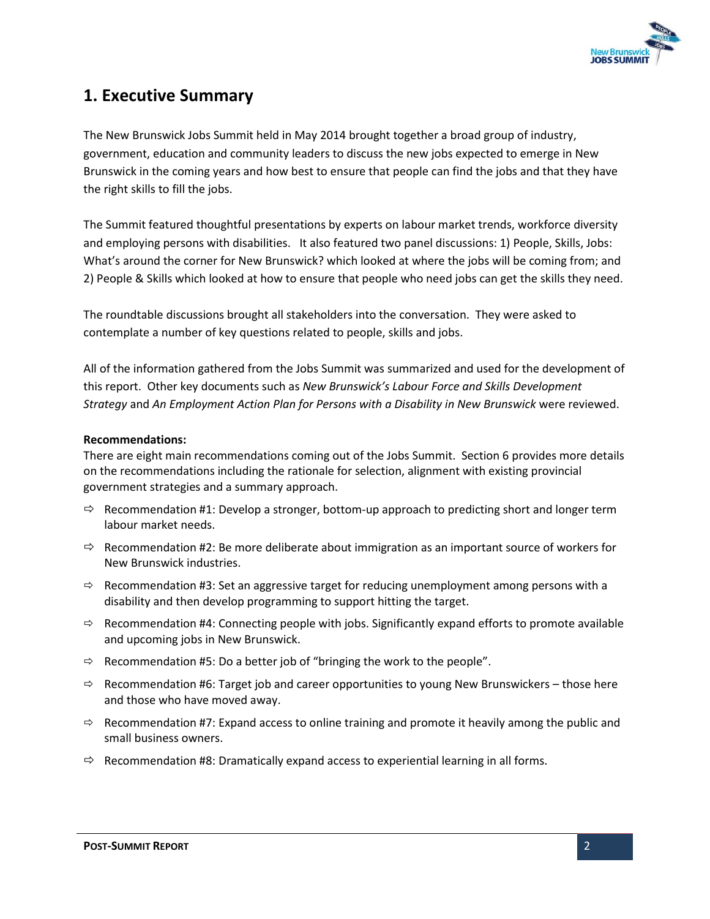# 1. Executive Summary

The New Brunswick Jobs Summit held in May 2014 brought together a broad group of industry, government, education and community leaders to discuss the new jobs expected to emerge in New Brunswick in the coming years and how best to ensure that people can find the jobs and that they have the right skills to fill the jobs.

The Summit featured thoughtful presentations by experts on labour market trends, workforce diversity and employing persons with disabilities. It also featured two panel discussions: 1) People, Skills, Jobs: What's around the corner for New Brunswick? which looked at where the jobs will be coming from; and 2) People & Skills which looked at how to ensure that people who need jobs can get the skills they need.

The roundtable discussions brought all stakeholders into the conversation. They were asked to contemplate a number of key questions related to people, skills and jobs.

All of the information gathered from the Jobs Summit was summarized and used for the development of this report. Other key documents such as *New Brunswick's Labour Force and Skills Development Strategy* and *An Employment Action Plan for Persons with a Disability in New Brunswick* were reviewed.

**Recommendations:**

There are eight main recommendations coming out of the Jobs Summit. Section 6 provides more details on the recommendations including the rationale for selection, alignment with existing provincial government strategies and a summary approach.

- ⇨ Recommendation #1: Develop a stronger, bottom-up approach to predicting short and longer term labour market needs.
- ⇨ Recommendation #2: Be more deliberate about immigration as an important source of workers for New Brunswick industries.
- ⇨ Recommendation #3: Set an aggressive target for reducing unemployment among persons with a disability and then develop programming to support hitting the target.
- ⇨ Recommendation #4: Connecting people with jobs. Significantly expand efforts to promote available and upcoming jobs in New Brunswick.
- ⇨ Recommendation #5: Do a better job of "bringing the work to the people".
- ⇨ Recommendation #6: Target job and career opportunities to young New Brunswickers – those here and those who have moved away.
- ⇨ Recommendation #7: Expand access to online training and promote it heavily among the public and small business owners.
- ⇨ Recommendation #8: Dramatically expand access to experiential learning in all forms.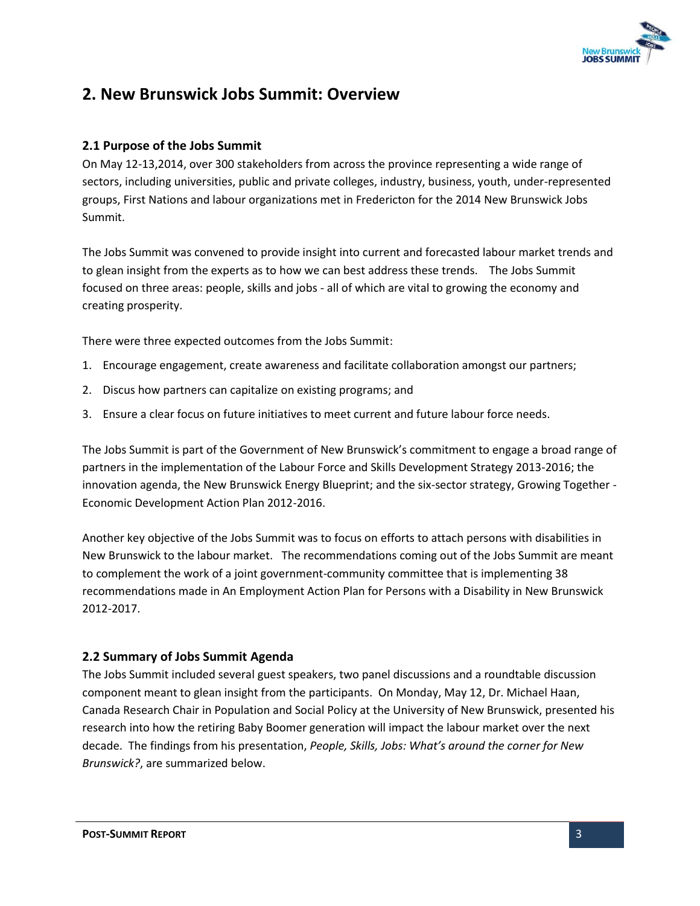## 2. New Brunswick Jobs Summit: Overview

### 2.1 Purpose of the Jobs Summit

On May 12-13,2014, over 300 stakeholders from across the province representing a wide range of sectors, including universities, public and private colleges, industry, business, youth, under-represented groups, First Nations and labour organizations met in Fredericton for the 2014 New Brunswick Jobs Summit.

The Jobs Summit was convened to provide insight into current and forecasted labour market trends and to glean insight from the experts as to how we can best address these trends. The Jobs Summit focused on three areas: people, skills and jobs - all of which are vital to growing the economy and creating prosperity.

There were three expected outcomes from the Jobs Summit:

1. Encourage engagement, create awareness and facilitate collaboration amongst our partners;
2. Discus how partners can capitalize on existing programs; and
3. Ensure a clear focus on future initiatives to meet current and future labour force needs.

The Jobs Summit is part of the Government of New Brunswick's commitment to engage a broad range of partners in the implementation of the Labour Force and Skills Development Strategy 2013-2016; the innovation agenda, the New Brunswick Energy Blueprint; and the six-sector strategy, Growing Together - Economic Development Action Plan 2012-2016.

Another key objective of the Jobs Summit was to focus on efforts to attach persons with disabilities in New Brunswick to the labour market. The recommendations coming out of the Jobs Summit are meant to complement the work of a joint government-community committee that is implementing 38 recommendations made in An Employment Action Plan for Persons with a Disability in New Brunswick 2012-2017.

### 2.2 Summary of Jobs Summit Agenda

The Jobs Summit included several guest speakers, two panel discussions and a roundtable discussion component meant to glean insight from the participants. On Monday, May 12, Dr. Michael Haan, Canada Research Chair in Population and Social Policy at the University of New Brunswick, presented his research into how the retiring Baby Boomer generation will impact the labour market over the next decade. The findings from his presentation, *People, Skills, Jobs: What's around the corner for New Brunswick?*, are summarized below.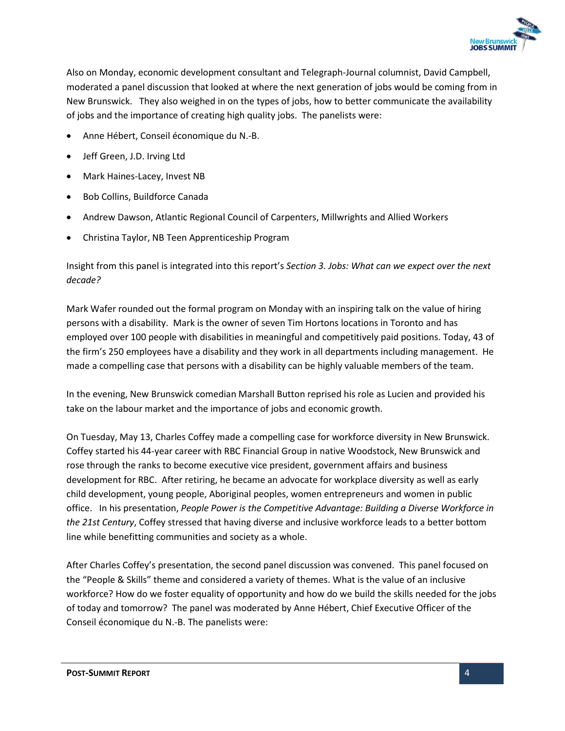Also on Monday, economic development consultant and Telegraph-Journal columnist, David Campbell, moderated a panel discussion that looked at where the next generation of jobs would be coming from in New Brunswick. They also weighed in on the types of jobs, how to better communicate the availability of jobs and the importance of creating high quality jobs. The panelists were:

- Anne Hébert, Conseil économique du N.-B.
- Jeff Green, J.D. Irving Ltd
- Mark Haines-Lacey, Invest NB
- Bob Collins, Buildforce Canada
- Andrew Dawson, Atlantic Regional Council of Carpenters, Millwrights and Allied Workers
- Christina Taylor, NB Teen Apprenticeship Program

Insight from this panel is integrated into this report's *Section 3. Jobs: What can we expect over the next decade?*

Mark Wafer rounded out the formal program on Monday with an inspiring talk on the value of hiring persons with a disability. Mark is the owner of seven Tim Hortons locations in Toronto and has employed over 100 people with disabilities in meaningful and competitively paid positions. Today, 43 of the firm's 250 employees have a disability and they work in all departments including management. He made a compelling case that persons with a disability can be highly valuable members of the team.

In the evening, New Brunswick comedian Marshall Button reprised his role as Lucien and provided his take on the labour market and the importance of jobs and economic growth.

On Tuesday, May 13, Charles Coffey made a compelling case for workforce diversity in New Brunswick. Coffey started his 44-year career with RBC Financial Group in native Woodstock, New Brunswick and rose through the ranks to become executive vice president, government affairs and business development for RBC. After retiring, he became an advocate for workplace diversity as well as early child development, young people, Aboriginal peoples, women entrepreneurs and women in public office. In his presentation, *People Power is the Competitive Advantage: Building a Diverse Workforce in the 21st Century*, Coffey stressed that having diverse and inclusive workforce leads to a better bottom line while benefitting communities and society as a whole.

After Charles Coffey's presentation, the second panel discussion was convened. This panel focused on the "People & Skills" theme and considered a variety of themes. What is the value of an inclusive workforce? How do we foster equality of opportunity and how do we build the skills needed for the jobs of today and tomorrow? The panel was moderated by Anne Hébert, Chief Executive Officer of the Conseil économique du N.-B. The panelists were: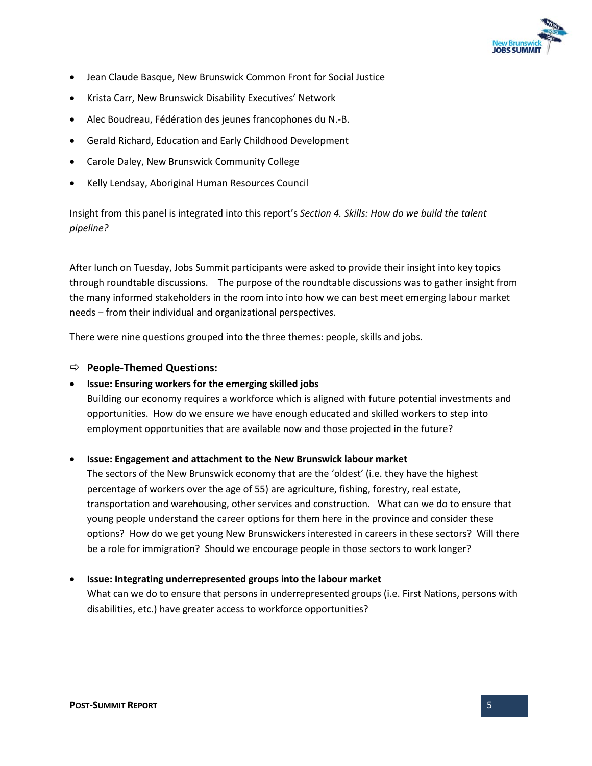- Jean Claude Basque, New Brunswick Common Front for Social Justice
- Krista Carr, New Brunswick Disability Executives' Network
- Alec Boudreau, Fédération des jeunes francophones du N.-B.
- Gerald Richard, Education and Early Childhood Development
- Carole Daley, New Brunswick Community College
- Kelly Lendsay, Aboriginal Human Resources Council

Insight from this panel is integrated into this report's *Section 4. Skills: How do we build the talent pipeline?*

After lunch on Tuesday, Jobs Summit participants were asked to provide their insight into key topics through roundtable discussions. The purpose of the roundtable discussions was to gather insight from the many informed stakeholders in the room into into how we can best meet emerging labour market needs – from their individual and organizational perspectives.

There were nine questions grouped into the three themes: people, skills and jobs.

⇨ **People-Themed Questions:**

- **Issue: Ensuring workers for the emerging skilled jobs**
  Building our economy requires a workforce which is aligned with future potential investments and opportunities. How do we ensure we have enough educated and skilled workers to step into employment opportunities that are available now and those projected in the future?

- **Issue: Engagement and attachment to the New Brunswick labour market**
  The sectors of the New Brunswick economy that are the 'oldest' (i.e. they have the highest percentage of workers over the age of 55) are agriculture, fishing, forestry, real estate, transportation and warehousing, other services and construction. What can we do to ensure that young people understand the career options for them here in the province and consider these options? How do we get young New Brunswickers interested in careers in these sectors? Will there be a role for immigration? Should we encourage people in those sectors to work longer?

- **Issue: Integrating underrepresented groups into the labour market**
  What can we do to ensure that persons in underrepresented groups (i.e. First Nations, persons with disabilities, etc.) have greater access to workforce opportunities?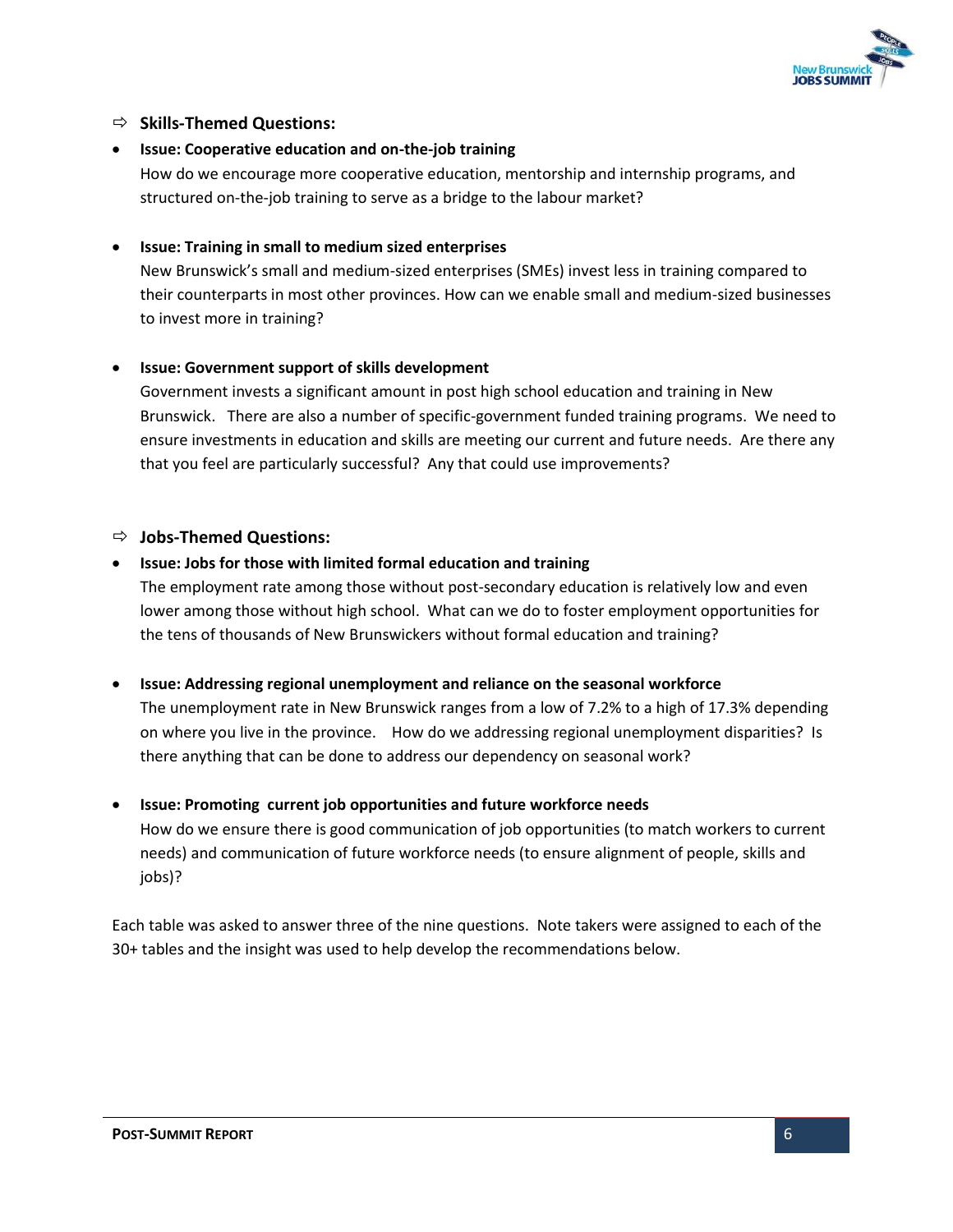⇨ **Skills-Themed Questions:**

- **Issue: Cooperative education and on-the-job training**
  How do we encourage more cooperative education, mentorship and internship programs, and structured on-the-job training to serve as a bridge to the labour market?

- **Issue: Training in small to medium sized enterprises**
  New Brunswick's small and medium-sized enterprises (SMEs) invest less in training compared to their counterparts in most other provinces. How can we enable small and medium-sized businesses to invest more in training?

- **Issue: Government support of skills development**
  Government invests a significant amount in post high school education and training in New Brunswick. There are also a number of specific-government funded training programs. We need to ensure investments in education and skills are meeting our current and future needs. Are there any that you feel are particularly successful? Any that could use improvements?

⇨ **Jobs-Themed Questions:**

- **Issue: Jobs for those with limited formal education and training**
  The employment rate among those without post-secondary education is relatively low and even lower among those without high school. What can we do to foster employment opportunities for the tens of thousands of New Brunswickers without formal education and training?

- **Issue: Addressing regional unemployment and reliance on the seasonal workforce**
  The unemployment rate in New Brunswick ranges from a low of 7.2% to a high of 17.3% depending on where you live in the province. How do we addressing regional unemployment disparities? Is there anything that can be done to address our dependency on seasonal work?

- **Issue: Promoting current job opportunities and future workforce needs**
  How do we ensure there is good communication of job opportunities (to match workers to current needs) and communication of future workforce needs (to ensure alignment of people, skills and jobs)?

Each table was asked to answer three of the nine questions. Note takers were assigned to each of the 30+ tables and the insight was used to help develop the recommendations below.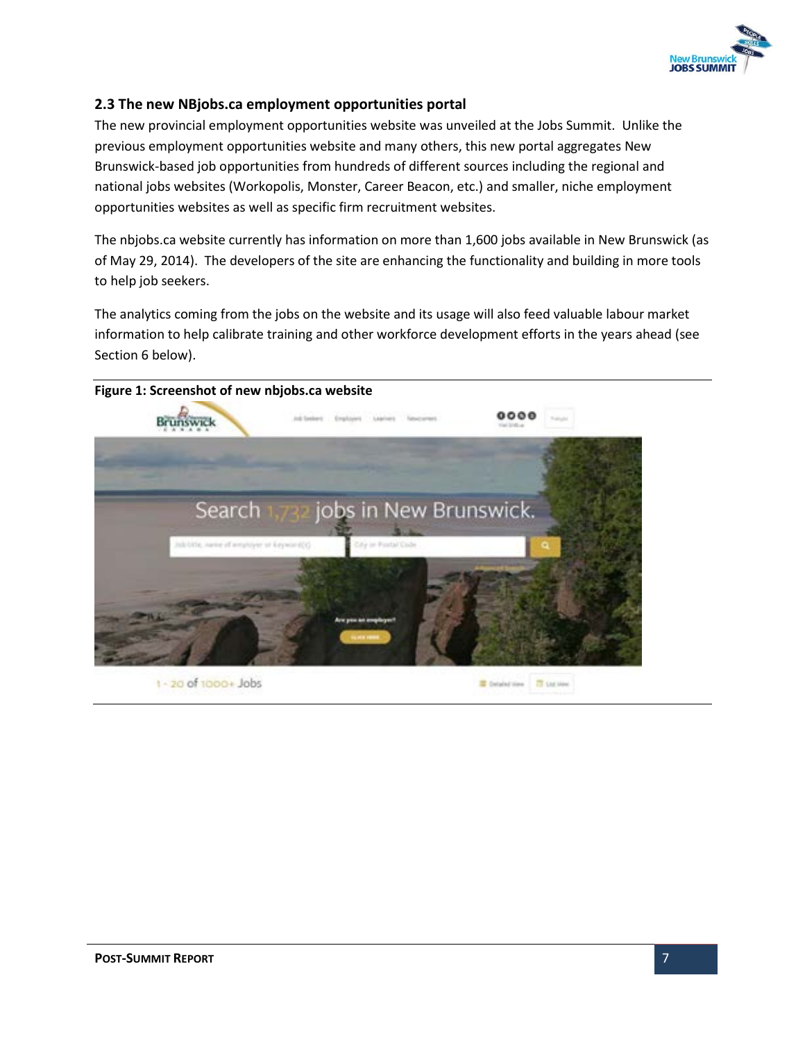## 2.3 The new NBjobs.ca employment opportunities portal

The new provincial employment opportunities website was unveiled at the Jobs Summit. Unlike the previous employment opportunities website and many others, this new portal aggregates New Brunswick-based job opportunities from hundreds of different sources including the regional and national jobs websites (Workopolis, Monster, Career Beacon, etc.) and smaller, niche employment opportunities websites as well as specific firm recruitment websites.

The nbjobs.ca website currently has information on more than 1,600 jobs available in New Brunswick (as of May 29, 2014). The developers of the site are enhancing the functionality and building in more tools to help job seekers.

The analytics coming from the jobs on the website and its usage will also feed valuable labour market information to help calibrate training and other workforce development efforts in the years ahead (see Section 6 below).

**Figure 1: Screenshot of new nbjobs.ca website**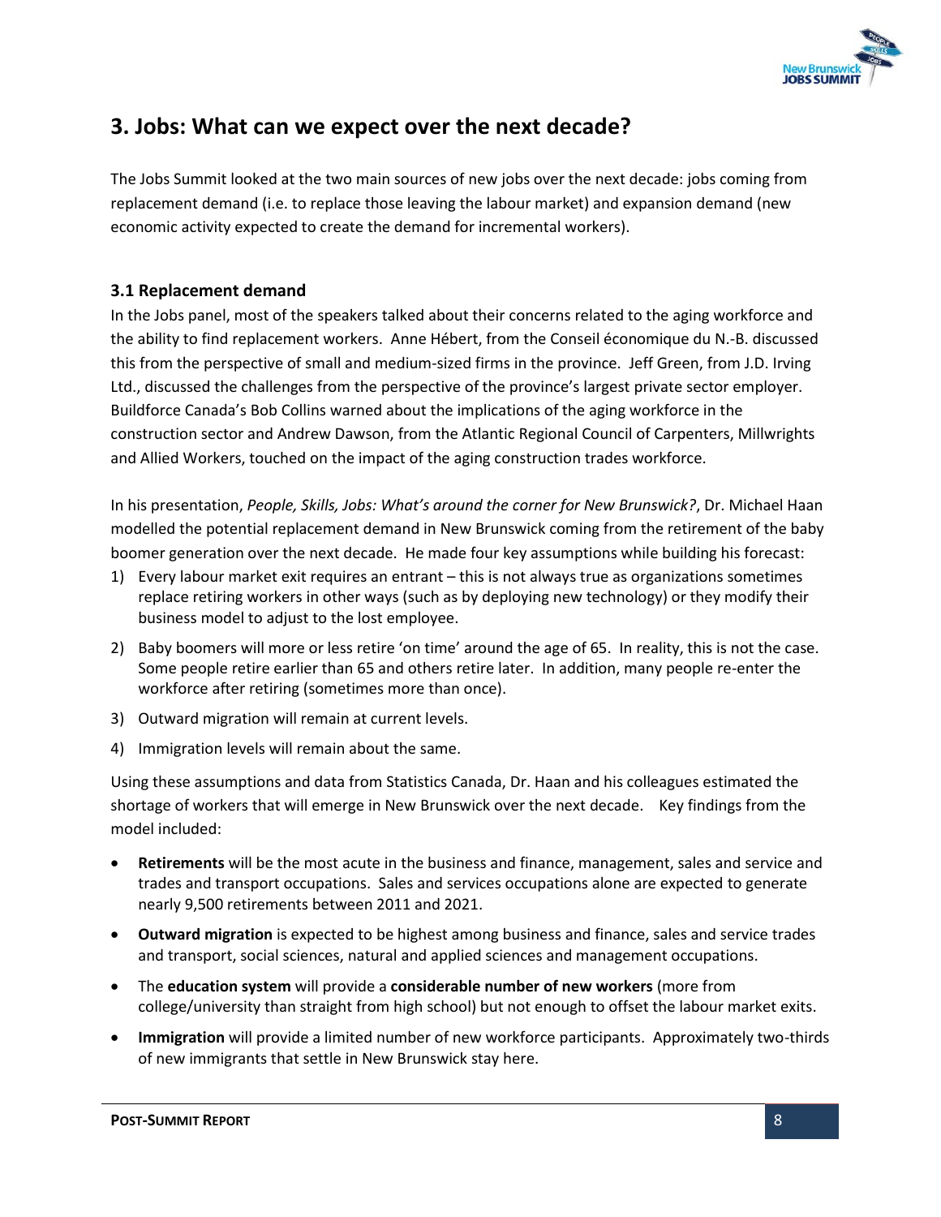## 3. Jobs: What can we expect over the next decade?

The Jobs Summit looked at the two main sources of new jobs over the next decade: jobs coming from replacement demand (i.e. to replace those leaving the labour market) and expansion demand (new economic activity expected to create the demand for incremental workers).

### 3.1 Replacement demand

In the Jobs panel, most of the speakers talked about their concerns related to the aging workforce and the ability to find replacement workers. Anne Hébert, from the Conseil économique du N.-B. discussed this from the perspective of small and medium-sized firms in the province. Jeff Green, from J.D. Irving Ltd., discussed the challenges from the perspective of the province's largest private sector employer. Buildforce Canada's Bob Collins warned about the implications of the aging workforce in the construction sector and Andrew Dawson, from the Atlantic Regional Council of Carpenters, Millwrights and Allied Workers, touched on the impact of the aging construction trades workforce.

In his presentation, *People, Skills, Jobs: What's around the corner for New Brunswick?*, Dr. Michael Haan modelled the potential replacement demand in New Brunswick coming from the retirement of the baby boomer generation over the next decade. He made four key assumptions while building his forecast:

1) Every labour market exit requires an entrant – this is not always true as organizations sometimes replace retiring workers in other ways (such as by deploying new technology) or they modify their business model to adjust to the lost employee.
2) Baby boomers will more or less retire 'on time' around the age of 65. In reality, this is not the case. Some people retire earlier than 65 and others retire later. In addition, many people re-enter the workforce after retiring (sometimes more than once).
3) Outward migration will remain at current levels.
4) Immigration levels will remain about the same.

Using these assumptions and data from Statistics Canada, Dr. Haan and his colleagues estimated the shortage of workers that will emerge in New Brunswick over the next decade. Key findings from the model included:

- **Retirements** will be the most acute in the business and finance, management, sales and service and trades and transport occupations. Sales and services occupations alone are expected to generate nearly 9,500 retirements between 2011 and 2021.
- **Outward migration** is expected to be highest among business and finance, sales and service trades and transport, social sciences, natural and applied sciences and management occupations.
- The **education system** will provide a **considerable number of new workers** (more from college/university than straight from high school) but not enough to offset the labour market exits.
- **Immigration** will provide a limited number of new workforce participants. Approximately two-thirds of new immigrants that settle in New Brunswick stay here.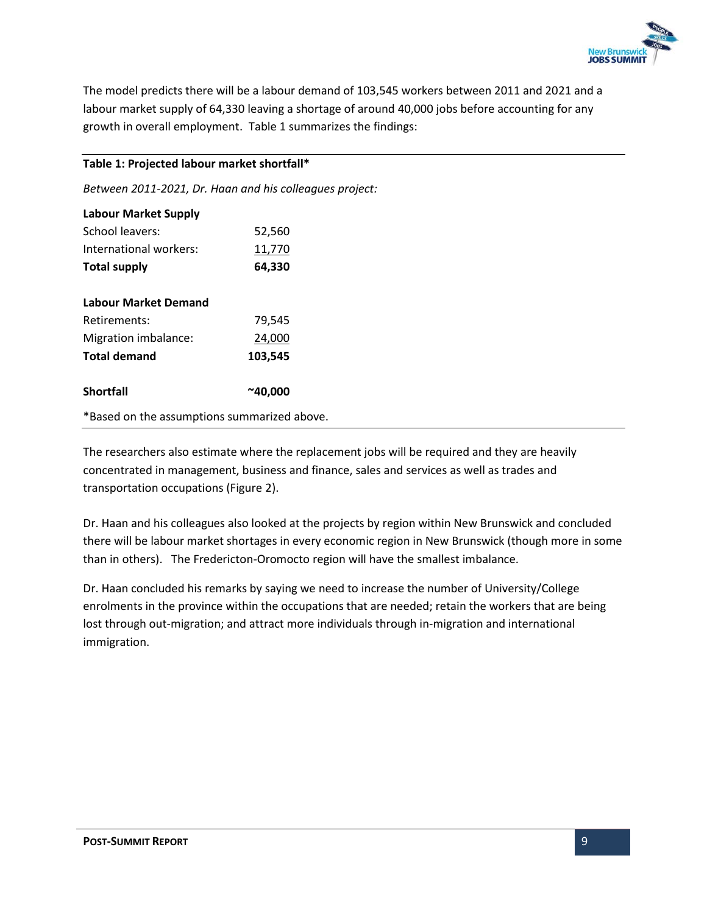The model predicts there will be a labour demand of 103,545 workers between 2011 and 2021 and a labour market supply of 64,330 leaving a shortage of around 40,000 jobs before accounting for any growth in overall employment. Table 1 summarizes the findings:

**Table 1: Projected labour market shortfall***

*Between 2011-2021, Dr. Haan and his colleagues project:*

| | |
|---|---|
| **Labour Market Supply** | |
| School leavers: | 52,560 |
| International workers: | 11,770 |
| **Total supply** | **64,330** |
| | |
| **Labour Market Demand** | |
| Retirements: | 79,545 |
| Migration imbalance: | 24,000 |
| **Total demand** | **103,545** |
| | |
| **Shortfall** | **~40,000** |

*Based on the assumptions summarized above.

The researchers also estimate where the replacement jobs will be required and they are heavily concentrated in management, business and finance, sales and services as well as trades and transportation occupations (Figure 2).

Dr. Haan and his colleagues also looked at the projects by region within New Brunswick and concluded there will be labour market shortages in every economic region in New Brunswick (though more in some than in others). The Fredericton-Oromocto region will have the smallest imbalance.

Dr. Haan concluded his remarks by saying we need to increase the number of University/College enrolments in the province within the occupations that are needed; retain the workers that are being lost through out-migration; and attract more individuals through in-migration and international immigration.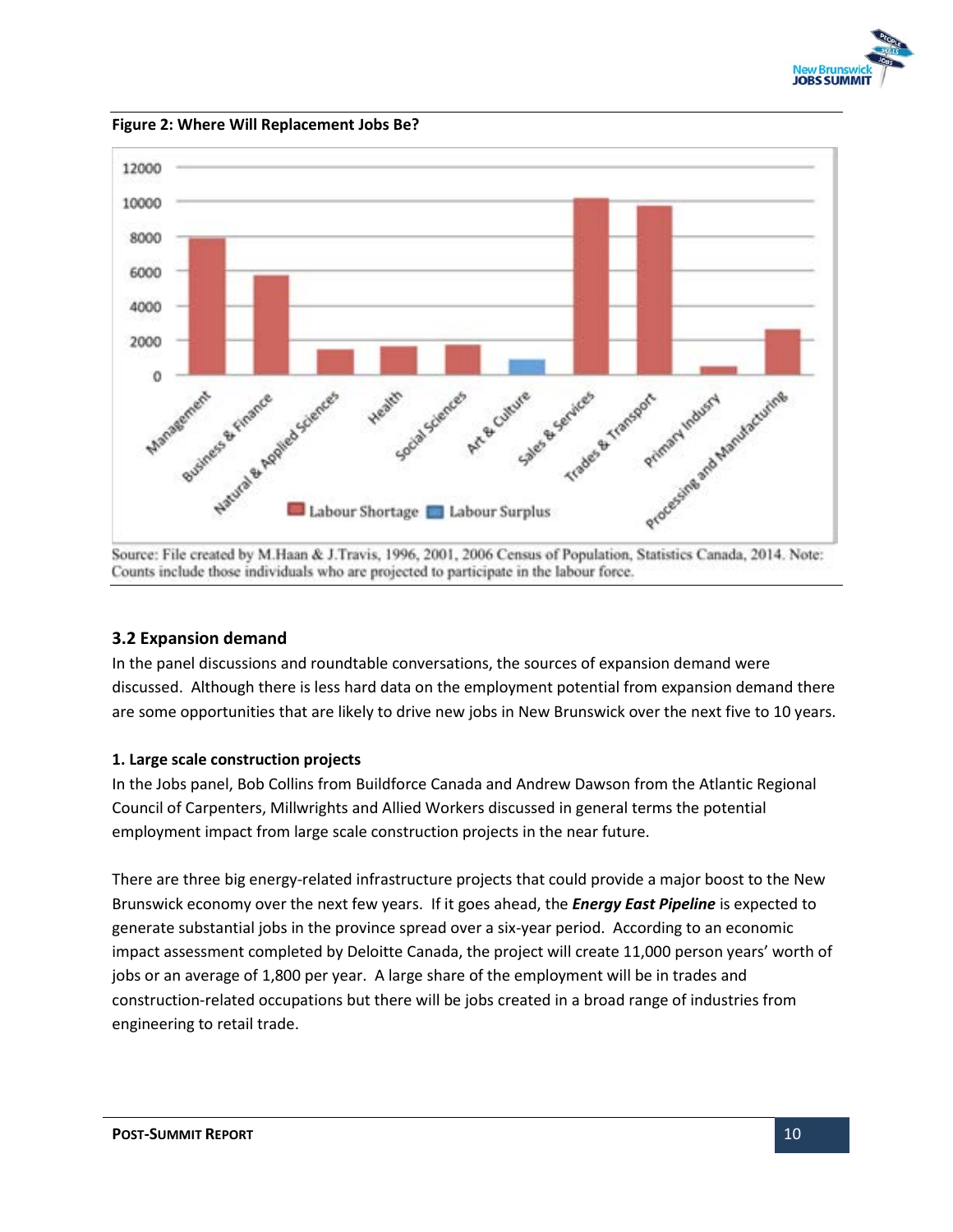**Figure 2: Where Will Replacement Jobs Be?**

Source: File created by M.Haan & J.Travis, 1996, 2001, 2006 Census of Population, Statistics Canada, 2014. Note: Counts include those individuals who are projected to participate in the labour force.

### 3.2 Expansion demand

In the panel discussions and roundtable conversations, the sources of expansion demand were discussed. Although there is less hard data on the employment potential from expansion demand there are some opportunities that are likely to drive new jobs in New Brunswick over the next five to 10 years.

**1. Large scale construction projects**

In the Jobs panel, Bob Collins from Buildforce Canada and Andrew Dawson from the Atlantic Regional Council of Carpenters, Millwrights and Allied Workers discussed in general terms the potential employment impact from large scale construction projects in the near future.

There are three big energy-related infrastructure projects that could provide a major boost to the New Brunswick economy over the next few years. If it goes ahead, the ***Energy East Pipeline*** is expected to generate substantial jobs in the province spread over a six-year period. According to an economic impact assessment completed by Deloitte Canada, the project will create 11,000 person years' worth of jobs or an average of 1,800 per year. A large share of the employment will be in trades and construction-related occupations but there will be jobs created in a broad range of industries from engineering to retail trade.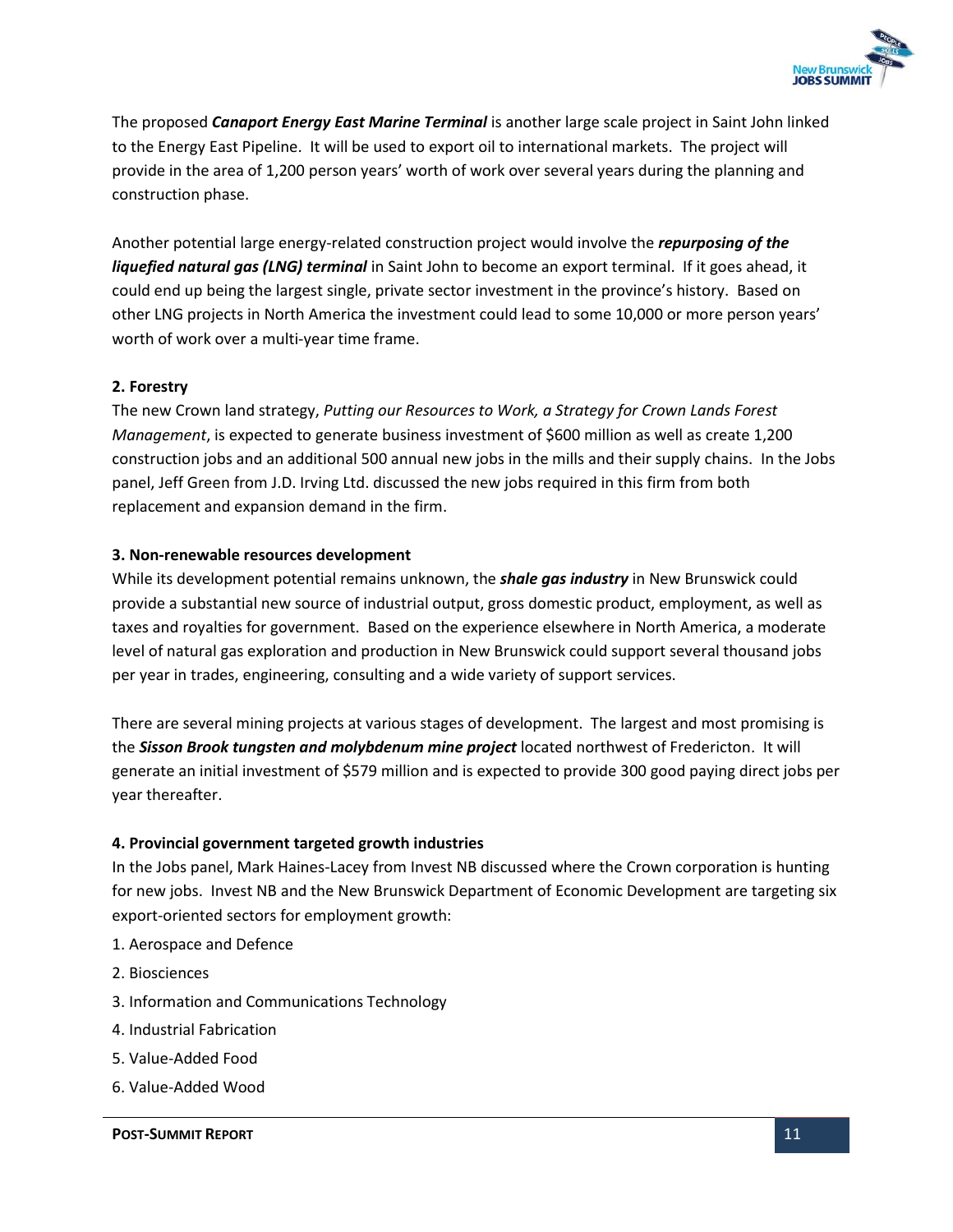The proposed ***Canaport Energy East Marine Terminal*** is another large scale project in Saint John linked to the Energy East Pipeline. It will be used to export oil to international markets. The project will provide in the area of 1,200 person years' worth of work over several years during the planning and construction phase.

Another potential large energy-related construction project would involve the ***repurposing of the liquefied natural gas (LNG) terminal*** in Saint John to become an export terminal. If it goes ahead, it could end up being the largest single, private sector investment in the province's history. Based on other LNG projects in North America the investment could lead to some 10,000 or more person years' worth of work over a multi-year time frame.

**2. Forestry**

The new Crown land strategy, *Putting our Resources to Work, a Strategy for Crown Lands Forest Management*, is expected to generate business investment of $600 million as well as create 1,200 construction jobs and an additional 500 annual new jobs in the mills and their supply chains. In the Jobs panel, Jeff Green from J.D. Irving Ltd. discussed the new jobs required in this firm from both replacement and expansion demand in the firm.

**3. Non-renewable resources development**

While its development potential remains unknown, the ***shale gas industry*** in New Brunswick could provide a substantial new source of industrial output, gross domestic product, employment, as well as taxes and royalties for government. Based on the experience elsewhere in North America, a moderate level of natural gas exploration and production in New Brunswick could support several thousand jobs per year in trades, engineering, consulting and a wide variety of support services.

There are several mining projects at various stages of development. The largest and most promising is the ***Sisson Brook tungsten and molybdenum mine project*** located northwest of Fredericton. It will generate an initial investment of $579 million and is expected to provide 300 good paying direct jobs per year thereafter.

**4. Provincial government targeted growth industries**

In the Jobs panel, Mark Haines-Lacey from Invest NB discussed where the Crown corporation is hunting for new jobs. Invest NB and the New Brunswick Department of Economic Development are targeting six export-oriented sectors for employment growth:

1. Aerospace and Defence
2. Biosciences
3. Information and Communications Technology
4. Industrial Fabrication
5. Value-Added Food
6. Value-Added Wood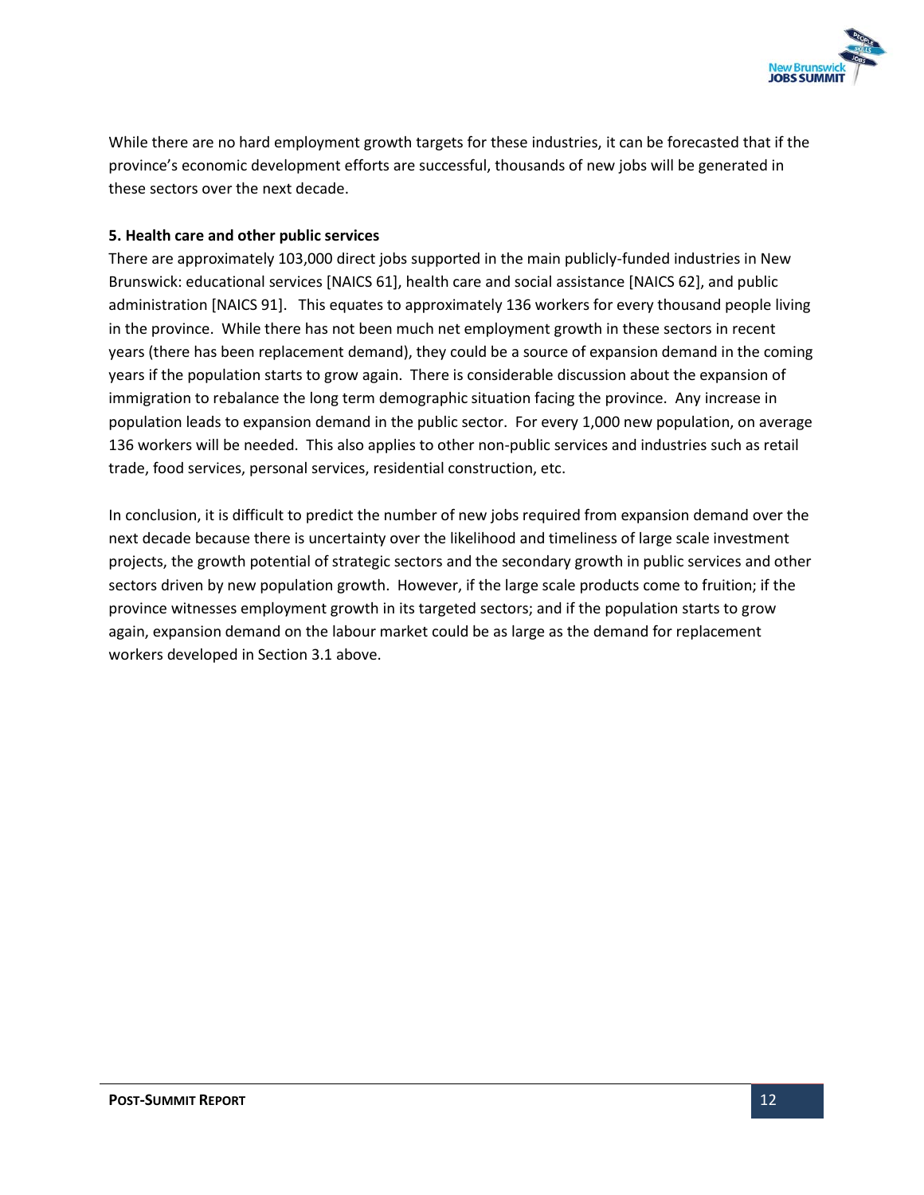While there are no hard employment growth targets for these industries, it can be forecasted that if the province's economic development efforts are successful, thousands of new jobs will be generated in these sectors over the next decade.

**5. Health care and other public services**

There are approximately 103,000 direct jobs supported in the main publicly-funded industries in New Brunswick: educational services [NAICS 61], health care and social assistance [NAICS 62], and public administration [NAICS 91]. This equates to approximately 136 workers for every thousand people living in the province. While there has not been much net employment growth in these sectors in recent years (there has been replacement demand), they could be a source of expansion demand in the coming years if the population starts to grow again. There is considerable discussion about the expansion of immigration to rebalance the long term demographic situation facing the province. Any increase in population leads to expansion demand in the public sector. For every 1,000 new population, on average 136 workers will be needed. This also applies to other non-public services and industries such as retail trade, food services, personal services, residential construction, etc.

In conclusion, it is difficult to predict the number of new jobs required from expansion demand over the next decade because there is uncertainty over the likelihood and timeliness of large scale investment projects, the growth potential of strategic sectors and the secondary growth in public services and other sectors driven by new population growth. However, if the large scale products come to fruition; if the province witnesses employment growth in its targeted sectors; and if the population starts to grow again, expansion demand on the labour market could be as large as the demand for replacement workers developed in Section 3.1 above.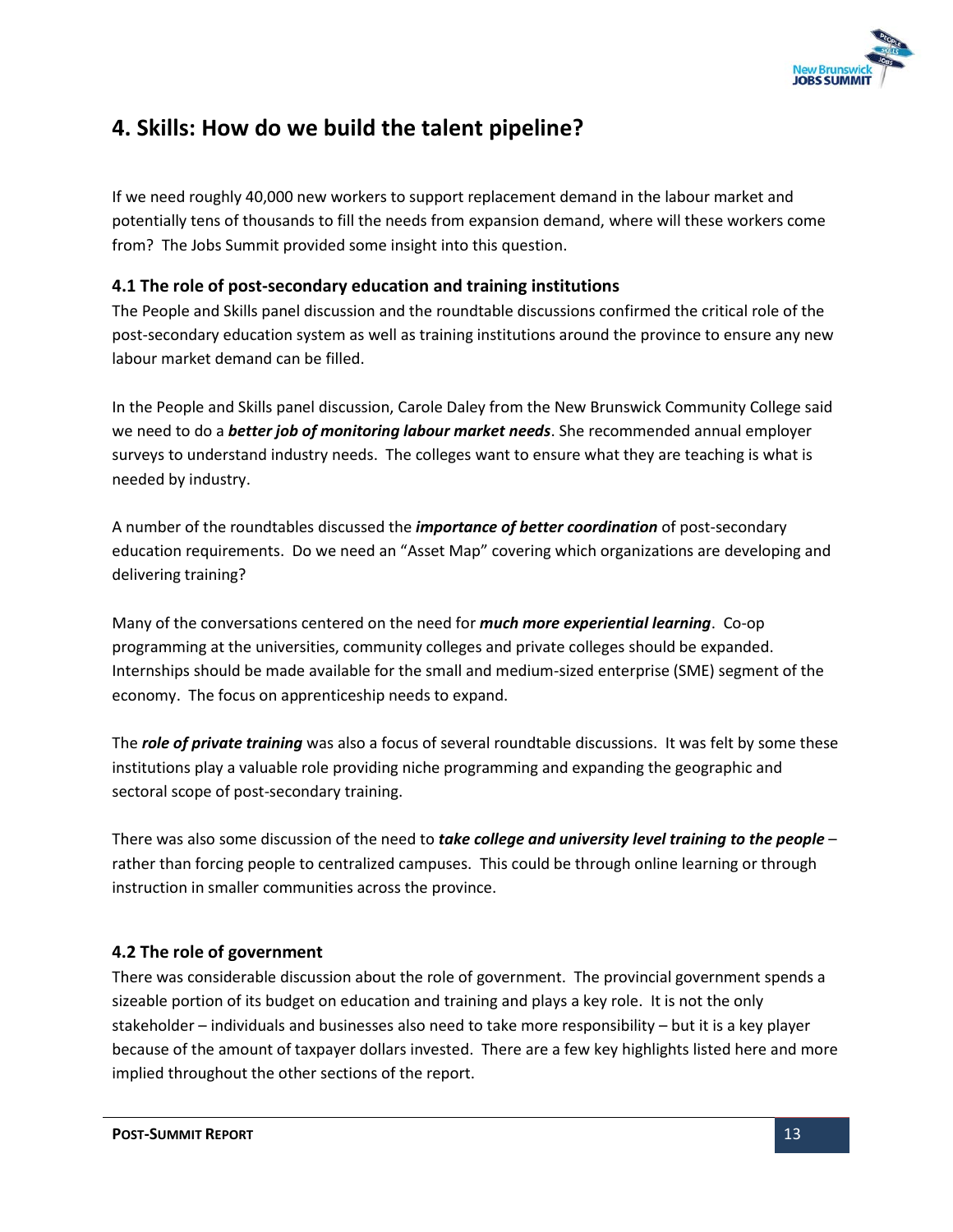## 4. Skills: How do we build the talent pipeline?

If we need roughly 40,000 new workers to support replacement demand in the labour market and potentially tens of thousands to fill the needs from expansion demand, where will these workers come from? The Jobs Summit provided some insight into this question.

### 4.1 The role of post-secondary education and training institutions

The People and Skills panel discussion and the roundtable discussions confirmed the critical role of the post-secondary education system as well as training institutions around the province to ensure any new labour market demand can be filled.

In the People and Skills panel discussion, Carole Daley from the New Brunswick Community College said we need to do a ***better job of monitoring labour market needs***. She recommended annual employer surveys to understand industry needs. The colleges want to ensure what they are teaching is what is needed by industry.

A number of the roundtables discussed the ***importance of better coordination*** of post-secondary education requirements. Do we need an "Asset Map" covering which organizations are developing and delivering training?

Many of the conversations centered on the need for ***much more experiential learning***. Co-op programming at the universities, community colleges and private colleges should be expanded. Internships should be made available for the small and medium-sized enterprise (SME) segment of the economy. The focus on apprenticeship needs to expand.

The ***role of private training*** was also a focus of several roundtable discussions. It was felt by some these institutions play a valuable role providing niche programming and expanding the geographic and sectoral scope of post-secondary training.

There was also some discussion of the need to ***take college and university level training to the people*** – rather than forcing people to centralized campuses. This could be through online learning or through instruction in smaller communities across the province.

### 4.2 The role of government

There was considerable discussion about the role of government. The provincial government spends a sizeable portion of its budget on education and training and plays a key role. It is not the only stakeholder – individuals and businesses also need to take more responsibility – but it is a key player because of the amount of taxpayer dollars invested. There are a few key highlights listed here and more implied throughout the other sections of the report.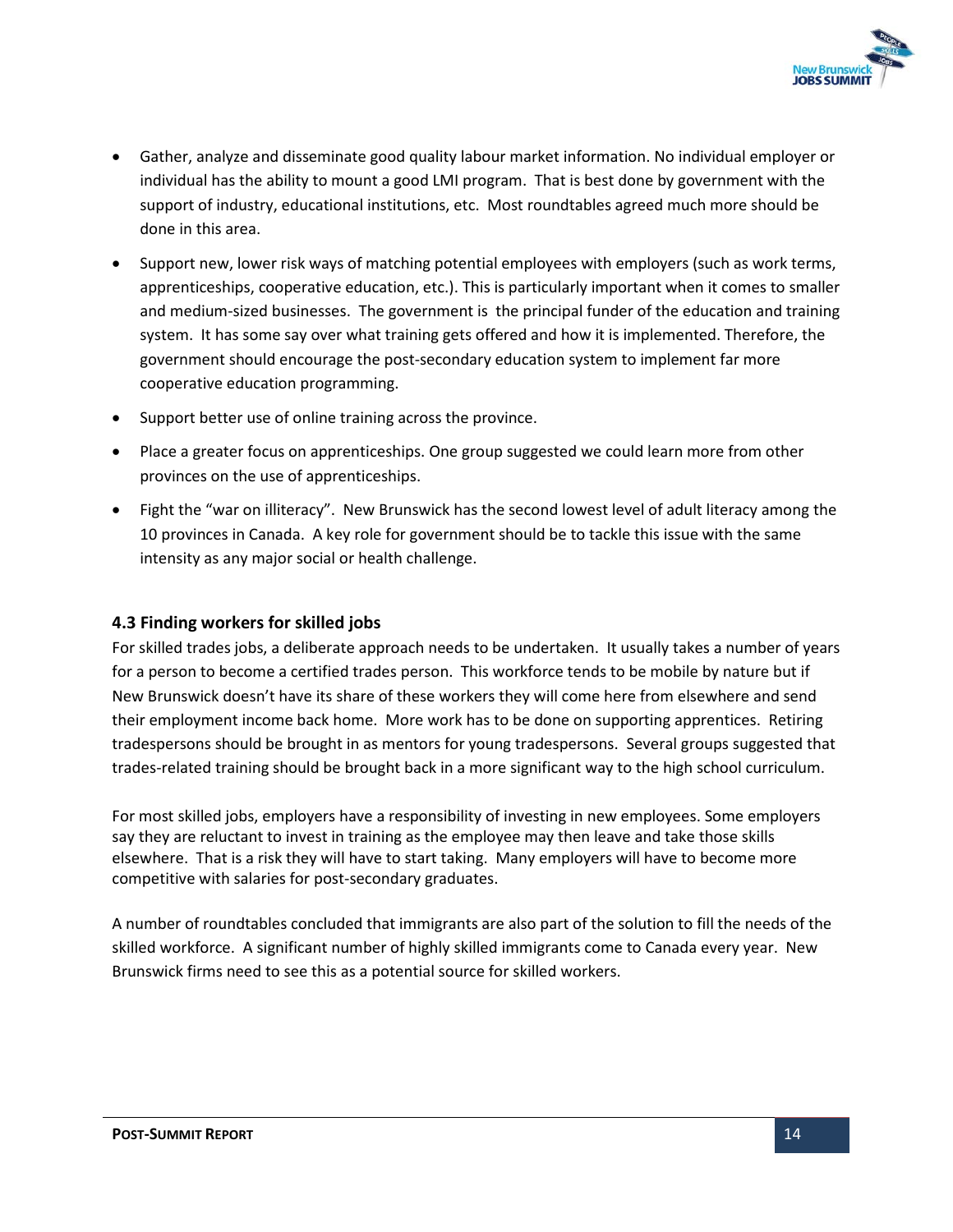- Gather, analyze and disseminate good quality labour market information. No individual employer or individual has the ability to mount a good LMI program. That is best done by government with the support of industry, educational institutions, etc. Most roundtables agreed much more should be done in this area.
- Support new, lower risk ways of matching potential employees with employers (such as work terms, apprenticeships, cooperative education, etc.). This is particularly important when it comes to smaller and medium-sized businesses. The government is the principal funder of the education and training system. It has some say over what training gets offered and how it is implemented. Therefore, the government should encourage the post-secondary education system to implement far more cooperative education programming.
- Support better use of online training across the province.
- Place a greater focus on apprenticeships. One group suggested we could learn more from other provinces on the use of apprenticeships.
- Fight the "war on illiteracy". New Brunswick has the second lowest level of adult literacy among the 10 provinces in Canada. A key role for government should be to tackle this issue with the same intensity as any major social or health challenge.

### 4.3 Finding workers for skilled jobs

For skilled trades jobs, a deliberate approach needs to be undertaken. It usually takes a number of years for a person to become a certified trades person. This workforce tends to be mobile by nature but if New Brunswick doesn't have its share of these workers they will come here from elsewhere and send their employment income back home. More work has to be done on supporting apprentices. Retiring tradespersons should be brought in as mentors for young tradespersons. Several groups suggested that trades-related training should be brought back in a more significant way to the high school curriculum.

For most skilled jobs, employers have a responsibility of investing in new employees. Some employers say they are reluctant to invest in training as the employee may then leave and take those skills elsewhere. That is a risk they will have to start taking. Many employers will have to become more competitive with salaries for post-secondary graduates.

A number of roundtables concluded that immigrants are also part of the solution to fill the needs of the skilled workforce. A significant number of highly skilled immigrants come to Canada every year. New Brunswick firms need to see this as a potential source for skilled workers.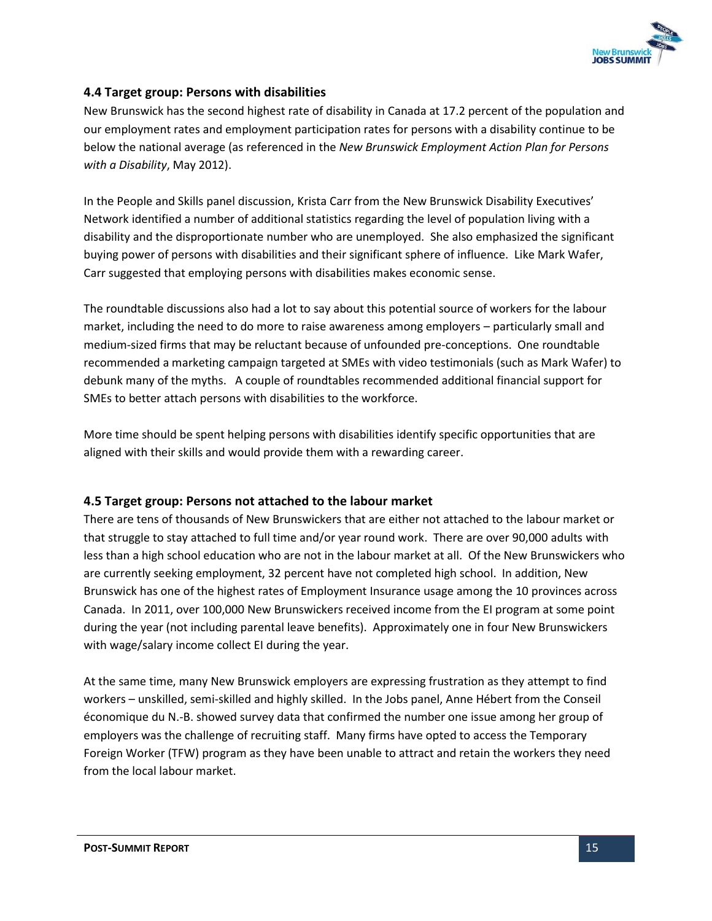### 4.4 Target group: Persons with disabilities

New Brunswick has the second highest rate of disability in Canada at 17.2 percent of the population and our employment rates and employment participation rates for persons with a disability continue to be below the national average (as referenced in the *New Brunswick Employment Action Plan for Persons with a Disability*, May 2012).

In the People and Skills panel discussion, Krista Carr from the New Brunswick Disability Executives' Network identified a number of additional statistics regarding the level of population living with a disability and the disproportionate number who are unemployed. She also emphasized the significant buying power of persons with disabilities and their significant sphere of influence. Like Mark Wafer, Carr suggested that employing persons with disabilities makes economic sense.

The roundtable discussions also had a lot to say about this potential source of workers for the labour market, including the need to do more to raise awareness among employers – particularly small and medium-sized firms that may be reluctant because of unfounded pre-conceptions. One roundtable recommended a marketing campaign targeted at SMEs with video testimonials (such as Mark Wafer) to debunk many of the myths. A couple of roundtables recommended additional financial support for SMEs to better attach persons with disabilities to the workforce.

More time should be spent helping persons with disabilities identify specific opportunities that are aligned with their skills and would provide them with a rewarding career.

### 4.5 Target group: Persons not attached to the labour market

There are tens of thousands of New Brunswickers that are either not attached to the labour market or that struggle to stay attached to full time and/or year round work. There are over 90,000 adults with less than a high school education who are not in the labour market at all. Of the New Brunswickers who are currently seeking employment, 32 percent have not completed high school. In addition, New Brunswick has one of the highest rates of Employment Insurance usage among the 10 provinces across Canada. In 2011, over 100,000 New Brunswickers received income from the EI program at some point during the year (not including parental leave benefits). Approximately one in four New Brunswickers with wage/salary income collect EI during the year.

At the same time, many New Brunswick employers are expressing frustration as they attempt to find workers – unskilled, semi-skilled and highly skilled. In the Jobs panel, Anne Hébert from the Conseil économique du N.-B. showed survey data that confirmed the number one issue among her group of employers was the challenge of recruiting staff. Many firms have opted to access the Temporary Foreign Worker (TFW) program as they have been unable to attract and retain the workers they need from the local labour market.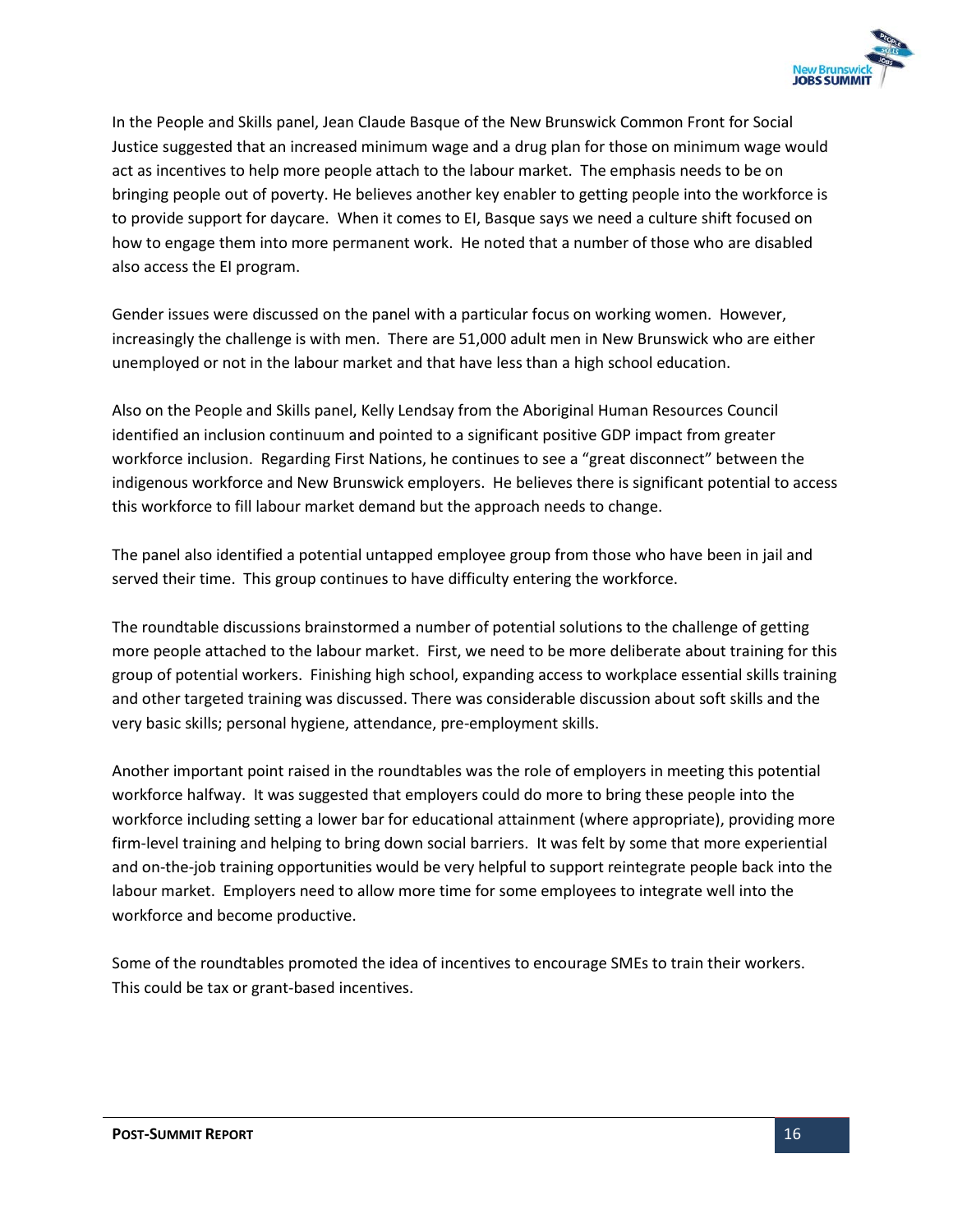In the People and Skills panel, Jean Claude Basque of the New Brunswick Common Front for Social Justice suggested that an increased minimum wage and a drug plan for those on minimum wage would act as incentives to help more people attach to the labour market. The emphasis needs to be on bringing people out of poverty. He believes another key enabler to getting people into the workforce is to provide support for daycare. When it comes to EI, Basque says we need a culture shift focused on how to engage them into more permanent work. He noted that a number of those who are disabled also access the EI program.

Gender issues were discussed on the panel with a particular focus on working women. However, increasingly the challenge is with men. There are 51,000 adult men in New Brunswick who are either unemployed or not in the labour market and that have less than a high school education.

Also on the People and Skills panel, Kelly Lendsay from the Aboriginal Human Resources Council identified an inclusion continuum and pointed to a significant positive GDP impact from greater workforce inclusion. Regarding First Nations, he continues to see a "great disconnect" between the indigenous workforce and New Brunswick employers. He believes there is significant potential to access this workforce to fill labour market demand but the approach needs to change.

The panel also identified a potential untapped employee group from those who have been in jail and served their time. This group continues to have difficulty entering the workforce.

The roundtable discussions brainstormed a number of potential solutions to the challenge of getting more people attached to the labour market. First, we need to be more deliberate about training for this group of potential workers. Finishing high school, expanding access to workplace essential skills training and other targeted training was discussed. There was considerable discussion about soft skills and the very basic skills; personal hygiene, attendance, pre-employment skills.

Another important point raised in the roundtables was the role of employers in meeting this potential workforce halfway. It was suggested that employers could do more to bring these people into the workforce including setting a lower bar for educational attainment (where appropriate), providing more firm-level training and helping to bring down social barriers. It was felt by some that more experiential and on-the-job training opportunities would be very helpful to support reintegrate people back into the labour market. Employers need to allow more time for some employees to integrate well into the workforce and become productive.

Some of the roundtables promoted the idea of incentives to encourage SMEs to train their workers. This could be tax or grant-based incentives.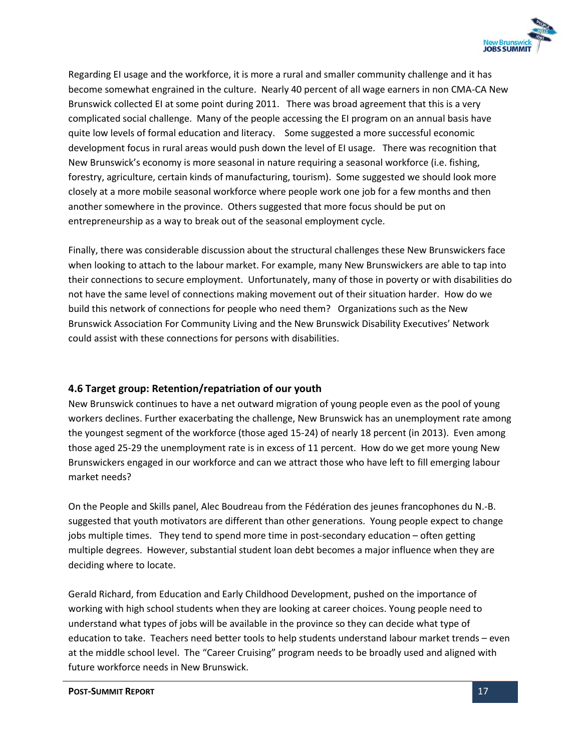Regarding EI usage and the workforce, it is more a rural and smaller community challenge and it has become somewhat engrained in the culture. Nearly 40 percent of all wage earners in non CMA-CA New Brunswick collected EI at some point during 2011. There was broad agreement that this is a very complicated social challenge. Many of the people accessing the EI program on an annual basis have quite low levels of formal education and literacy. Some suggested a more successful economic development focus in rural areas would push down the level of EI usage. There was recognition that New Brunswick's economy is more seasonal in nature requiring a seasonal workforce (i.e. fishing, forestry, agriculture, certain kinds of manufacturing, tourism). Some suggested we should look more closely at a more mobile seasonal workforce where people work one job for a few months and then another somewhere in the province. Others suggested that more focus should be put on entrepreneurship as a way to break out of the seasonal employment cycle.

Finally, there was considerable discussion about the structural challenges these New Brunswickers face when looking to attach to the labour market. For example, many New Brunswickers are able to tap into their connections to secure employment. Unfortunately, many of those in poverty or with disabilities do not have the same level of connections making movement out of their situation harder. How do we build this network of connections for people who need them? Organizations such as the New Brunswick Association For Community Living and the New Brunswick Disability Executives' Network could assist with these connections for persons with disabilities.

### 4.6 Target group: Retention/repatriation of our youth

New Brunswick continues to have a net outward migration of young people even as the pool of young workers declines. Further exacerbating the challenge, New Brunswick has an unemployment rate among the youngest segment of the workforce (those aged 15-24) of nearly 18 percent (in 2013). Even among those aged 25-29 the unemployment rate is in excess of 11 percent. How do we get more young New Brunswickers engaged in our workforce and can we attract those who have left to fill emerging labour market needs?

On the People and Skills panel, Alec Boudreau from the Fédération des jeunes francophones du N.-B. suggested that youth motivators are different than other generations. Young people expect to change jobs multiple times. They tend to spend more time in post-secondary education – often getting multiple degrees. However, substantial student loan debt becomes a major influence when they are deciding where to locate.

Gerald Richard, from Education and Early Childhood Development, pushed on the importance of working with high school students when they are looking at career choices. Young people need to understand what types of jobs will be available in the province so they can decide what type of education to take. Teachers need better tools to help students understand labour market trends – even at the middle school level. The "Career Cruising" program needs to be broadly used and aligned with future workforce needs in New Brunswick.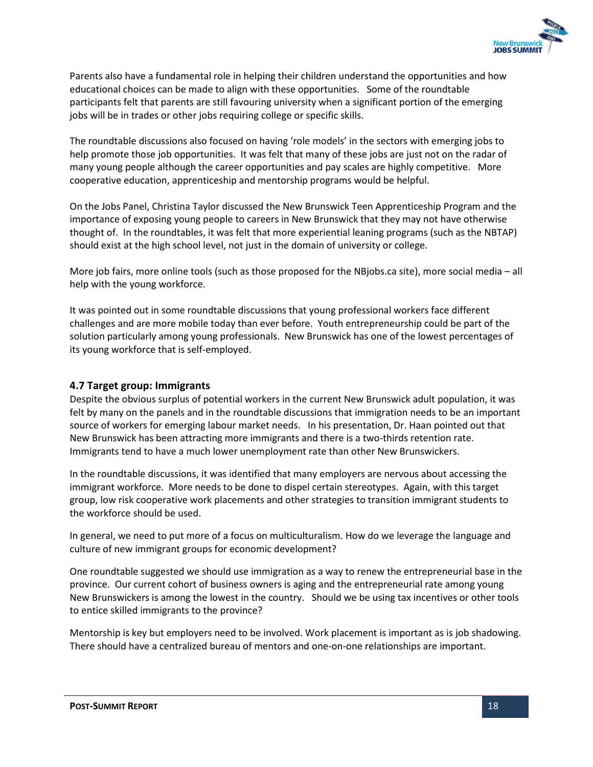Parents also have a fundamental role in helping their children understand the opportunities and how educational choices can be made to align with these opportunities. Some of the roundtable participants felt that parents are still favouring university when a significant portion of the emerging jobs will be in trades or other jobs requiring college or specific skills.

The roundtable discussions also focused on having 'role models' in the sectors with emerging jobs to help promote those job opportunities. It was felt that many of these jobs are just not on the radar of many young people although the career opportunities and pay scales are highly competitive. More cooperative education, apprenticeship and mentorship programs would be helpful.

On the Jobs Panel, Christina Taylor discussed the New Brunswick Teen Apprenticeship Program and the importance of exposing young people to careers in New Brunswick that they may not have otherwise thought of. In the roundtables, it was felt that more experiential leaning programs (such as the NBTAP) should exist at the high school level, not just in the domain of university or college.

More job fairs, more online tools (such as those proposed for the NBjobs.ca site), more social media – all help with the young workforce.

It was pointed out in some roundtable discussions that young professional workers face different challenges and are more mobile today than ever before. Youth entrepreneurship could be part of the solution particularly among young professionals. New Brunswick has one of the lowest percentages of its young workforce that is self-employed.

### 4.7 Target group: Immigrants

Despite the obvious surplus of potential workers in the current New Brunswick adult population, it was felt by many on the panels and in the roundtable discussions that immigration needs to be an important source of workers for emerging labour market needs. In his presentation, Dr. Haan pointed out that New Brunswick has been attracting more immigrants and there is a two-thirds retention rate. Immigrants tend to have a much lower unemployment rate than other New Brunswickers.

In the roundtable discussions, it was identified that many employers are nervous about accessing the immigrant workforce. More needs to be done to dispel certain stereotypes. Again, with this target group, low risk cooperative work placements and other strategies to transition immigrant students to the workforce should be used.

In general, we need to put more of a focus on multiculturalism. How do we leverage the language and culture of new immigrant groups for economic development?

One roundtable suggested we should use immigration as a way to renew the entrepreneurial base in the province. Our current cohort of business owners is aging and the entrepreneurial rate among young New Brunswickers is among the lowest in the country. Should we be using tax incentives or other tools to entice skilled immigrants to the province?

Mentorship is key but employers need to be involved. Work placement is important as is job shadowing. There should have a centralized bureau of mentors and one-on-one relationships are important.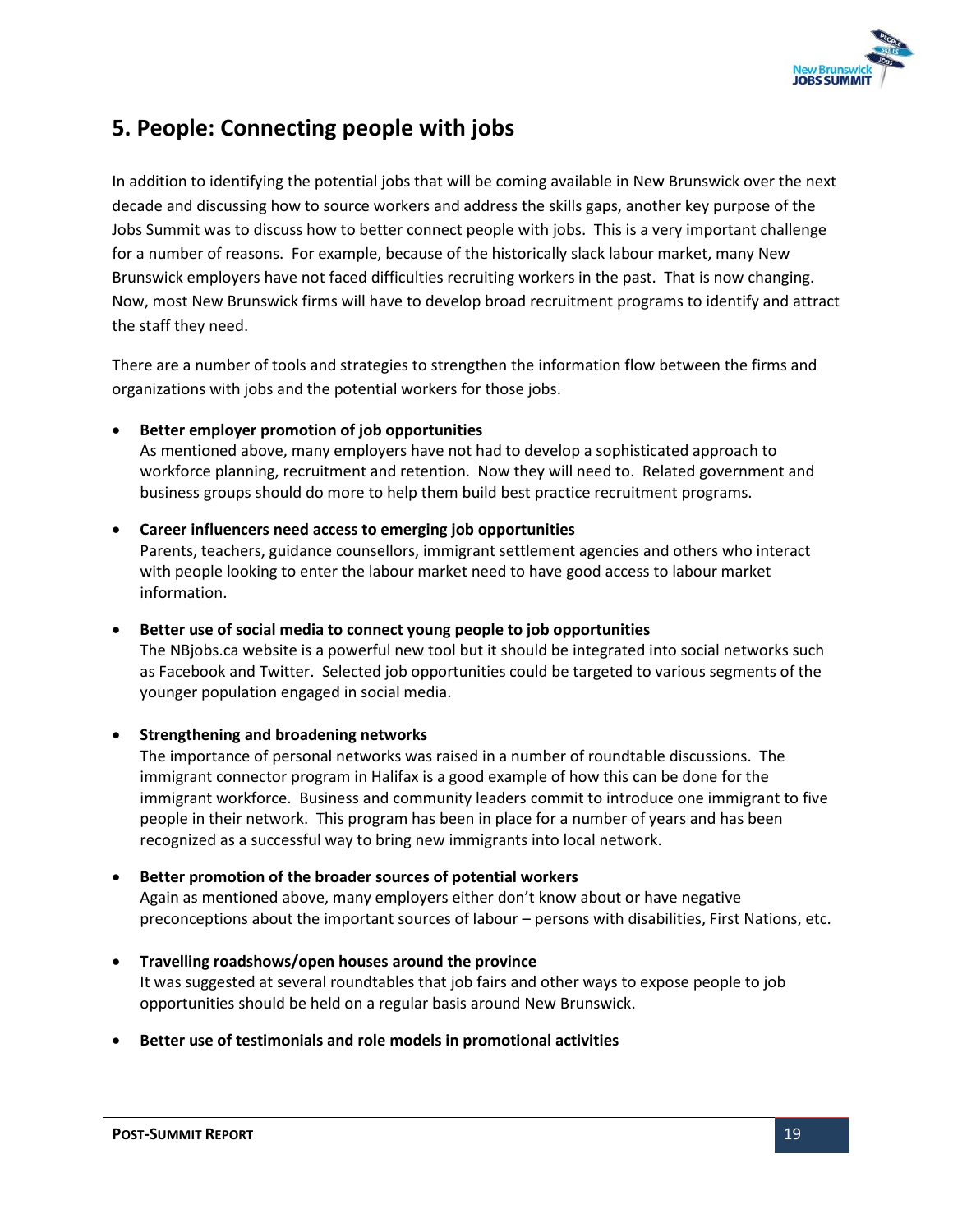## 5. People: Connecting people with jobs

In addition to identifying the potential jobs that will be coming available in New Brunswick over the next decade and discussing how to source workers and address the skills gaps, another key purpose of the Jobs Summit was to discuss how to better connect people with jobs. This is a very important challenge for a number of reasons. For example, because of the historically slack labour market, many New Brunswick employers have not faced difficulties recruiting workers in the past. That is now changing. Now, most New Brunswick firms will have to develop broad recruitment programs to identify and attract the staff they need.

There are a number of tools and strategies to strengthen the information flow between the firms and organizations with jobs and the potential workers for those jobs.

- **Better employer promotion of job opportunities**
  As mentioned above, many employers have not had to develop a sophisticated approach to workforce planning, recruitment and retention. Now they will need to. Related government and business groups should do more to help them build best practice recruitment programs.

- **Career influencers need access to emerging job opportunities**
  Parents, teachers, guidance counsellors, immigrant settlement agencies and others who interact with people looking to enter the labour market need to have good access to labour market information.

- **Better use of social media to connect young people to job opportunities**
  The NBjobs.ca website is a powerful new tool but it should be integrated into social networks such as Facebook and Twitter. Selected job opportunities could be targeted to various segments of the younger population engaged in social media.

- **Strengthening and broadening networks**
  The importance of personal networks was raised in a number of roundtable discussions. The immigrant connector program in Halifax is a good example of how this can be done for the immigrant workforce. Business and community leaders commit to introduce one immigrant to five people in their network. This program has been in place for a number of years and has been recognized as a successful way to bring new immigrants into local network.

- **Better promotion of the broader sources of potential workers**
  Again as mentioned above, many employers either don't know about or have negative preconceptions about the important sources of labour – persons with disabilities, First Nations, etc.

- **Travelling roadshows/open houses around the province**
  It was suggested at several roundtables that job fairs and other ways to expose people to job opportunities should be held on a regular basis around New Brunswick.

- **Better use of testimonials and role models in promotional activities**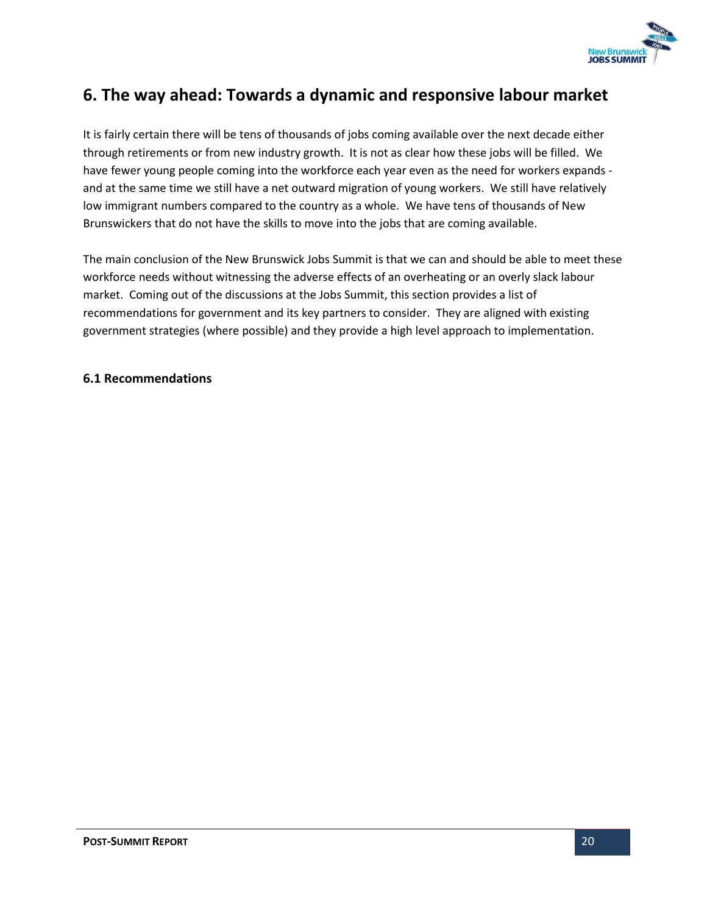## 6. The way ahead: Towards a dynamic and responsive labour market

It is fairly certain there will be tens of thousands of jobs coming available over the next decade either through retirements or from new industry growth. It is not as clear how these jobs will be filled. We have fewer young people coming into the workforce each year even as the need for workers expands - and at the same time we still have a net outward migration of young workers. We still have relatively low immigrant numbers compared to the country as a whole. We have tens of thousands of New Brunswickers that do not have the skills to move into the jobs that are coming available.

The main conclusion of the New Brunswick Jobs Summit is that we can and should be able to meet these workforce needs without witnessing the adverse effects of an overheating or an overly slack labour market. Coming out of the discussions at the Jobs Summit, this section provides a list of recommendations for government and its key partners to consider. They are aligned with existing government strategies (where possible) and they provide a high level approach to implementation.

### 6.1 Recommendations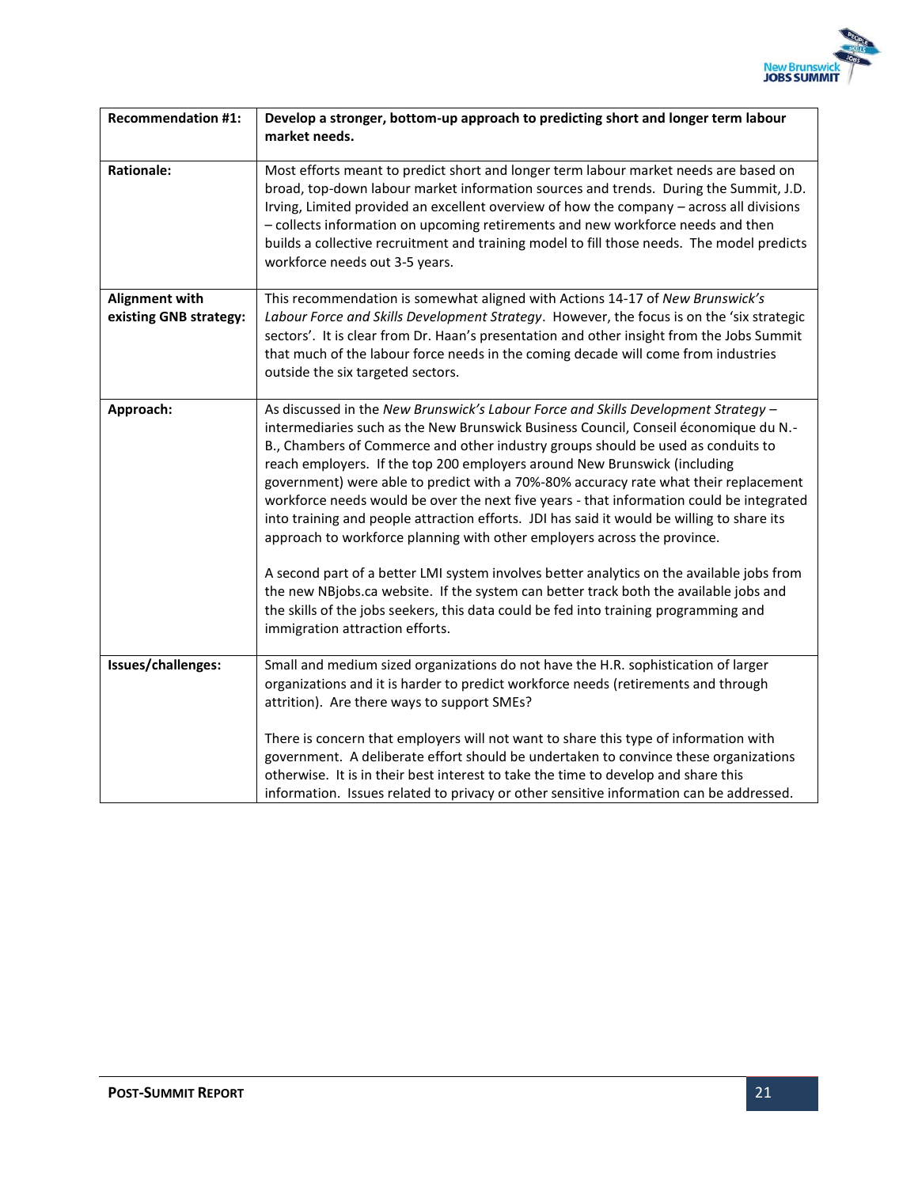| Recommendation #1: | Develop a stronger, bottom-up approach to predicting short and longer term labour market needs. |
|---|---|
| **Rationale:** | Most efforts meant to predict short and longer term labour market needs are based on broad, top-down labour market information sources and trends. During the Summit, J.D. Irving, Limited provided an excellent overview of how the company – across all divisions – collects information on upcoming retirements and new workforce needs and then builds a collective recruitment and training model to fill those needs. The model predicts workforce needs out 3-5 years. |
| **Alignment with existing GNB strategy:** | This recommendation is somewhat aligned with Actions 14-17 of *New Brunswick's Labour Force and Skills Development Strategy*. However, the focus is on the 'six strategic sectors'. It is clear from Dr. Haan's presentation and other insight from the Jobs Summit that much of the labour force needs in the coming decade will come from industries outside the six targeted sectors. |
| **Approach:** | As discussed in the *New Brunswick's Labour Force and Skills Development Strategy* – intermediaries such as the New Brunswick Business Council, Conseil économique du N.-B., Chambers of Commerce and other industry groups should be used as conduits to reach employers. If the top 200 employers around New Brunswick (including government) were able to predict with a 70%-80% accuracy rate what their replacement workforce needs would be over the next five years - that information could be integrated into training and people attraction efforts. JDI has said it would be willing to share its approach to workforce planning with other employers across the province.<br><br>A second part of a better LMI system involves better analytics on the available jobs from the new NBjobs.ca website. If the system can better track both the available jobs and the skills of the jobs seekers, this data could be fed into training programming and immigration attraction efforts. |
| **Issues/challenges:** | Small and medium sized organizations do not have the H.R. sophistication of larger organizations and it is harder to predict workforce needs (retirements and through attrition). Are there ways to support SMEs?<br><br>There is concern that employers will not want to share this type of information with government. A deliberate effort should be undertaken to convince these organizations otherwise. It is in their best interest to take the time to develop and share this information. Issues related to privacy or other sensitive information can be addressed. |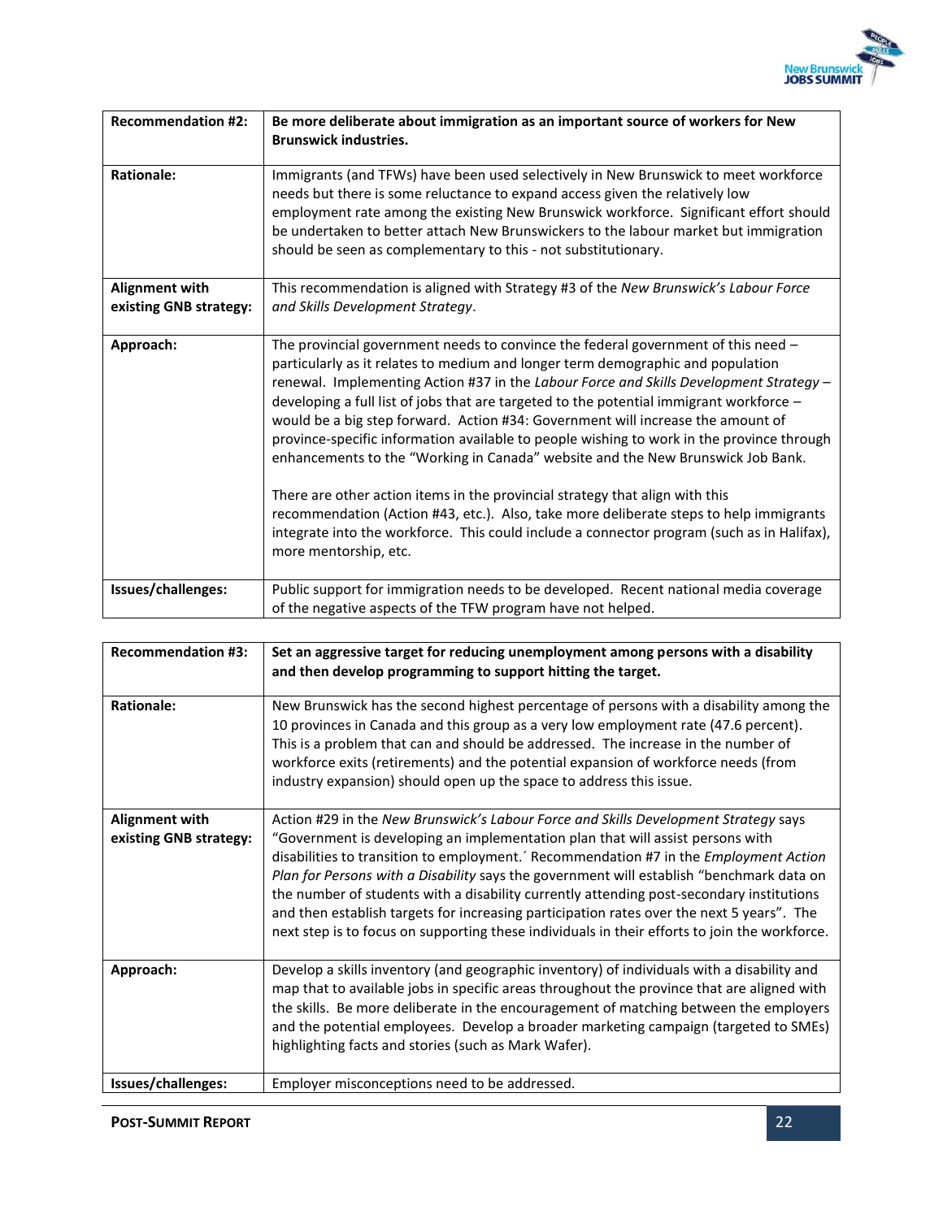| **Recommendation #2:** | **Be more deliberate about immigration as an important source of workers for New Brunswick industries.** |
|---|---|
| **Rationale:** | Immigrants (and TFWs) have been used selectively in New Brunswick to meet workforce needs but there is some reluctance to expand access given the relatively low employment rate among the existing New Brunswick workforce. Significant effort should be undertaken to better attach New Brunswickers to the labour market but immigration should be seen as complementary to this - not substitutionary. |
| **Alignment with existing GNB strategy:** | This recommendation is aligned with Strategy #3 of the *New Brunswick's Labour Force and Skills Development Strategy*. |
| **Approach:** | The provincial government needs to convince the federal government of this need – particularly as it relates to medium and longer term demographic and population renewal. Implementing Action #37 in the *Labour Force and Skills Development Strategy* – developing a full list of jobs that are targeted to the potential immigrant workforce – would be a big step forward. Action #34: Government will increase the amount of province-specific information available to people wishing to work in the province through enhancements to the "Working in Canada" website and the New Brunswick Job Bank.<br><br>There are other action items in the provincial strategy that align with this recommendation (Action #43, etc.). Also, take more deliberate steps to help immigrants integrate into the workforce. This could include a connector program (such as in Halifax), more mentorship, etc. |
| **Issues/challenges:** | Public support for immigration needs to be developed. Recent national media coverage of the negative aspects of the TFW program have not helped. |

| **Recommendation #3:** | **Set an aggressive target for reducing unemployment among persons with a disability and then develop programming to support hitting the target.** |
|---|---|
| **Rationale:** | New Brunswick has the second highest percentage of persons with a disability among the 10 provinces in Canada and this group as a very low employment rate (47.6 percent). This is a problem that can and should be addressed. The increase in the number of workforce exits (retirements) and the potential expansion of workforce needs (from industry expansion) should open up the space to address this issue. |
| **Alignment with existing GNB strategy:** | Action #29 in the *New Brunswick's Labour Force and Skills Development Strategy* says "Government is developing an implementation plan that will assist persons with disabilities to transition to employment.´ Recommendation #7 in the *Employment Action Plan for Persons with a Disability* says the government will establish "benchmark data on the number of students with a disability currently attending post-secondary institutions and then establish targets for increasing participation rates over the next 5 years". The next step is to focus on supporting these individuals in their efforts to join the workforce. |
| **Approach:** | Develop a skills inventory (and geographic inventory) of individuals with a disability and map that to available jobs in specific areas throughout the province that are aligned with the skills. Be more deliberate in the encouragement of matching between the employers and the potential employees. Develop a broader marketing campaign (targeted to SMEs) highlighting facts and stories (such as Mark Wafer). |
| **Issues/challenges:** | Employer misconceptions need to be addressed. |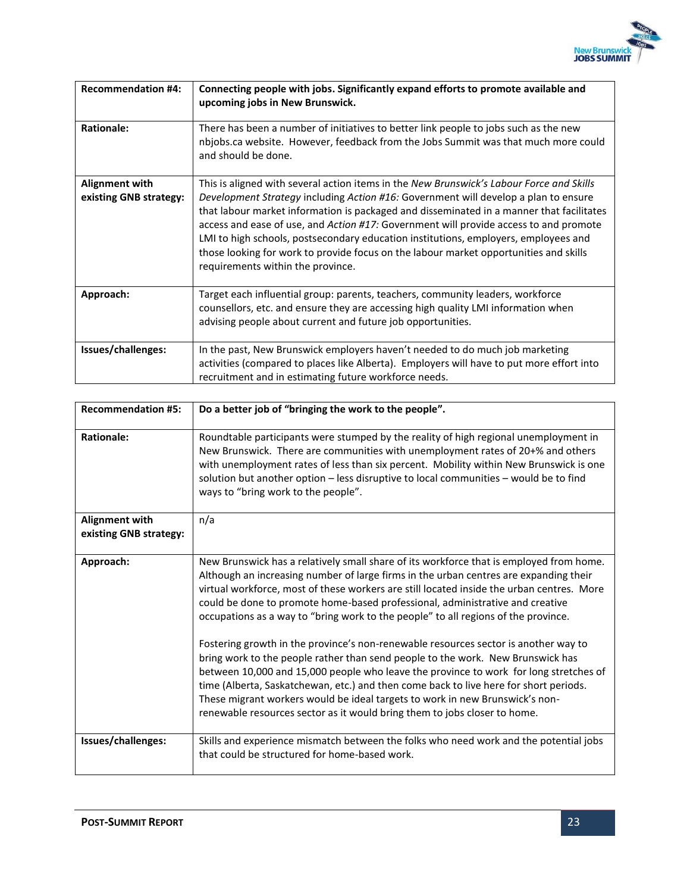| Recommendation #4: | **Connecting people with jobs. Significantly expand efforts to promote available and upcoming jobs in New Brunswick.** |
|---|---|
| **Rationale:** | There has been a number of initiatives to better link people to jobs such as the new nbjobs.ca website. However, feedback from the Jobs Summit was that much more could and should be done. |
| **Alignment with existing GNB strategy:** | This is aligned with several action items in the *New Brunswick's Labour Force and Skills Development Strategy* including *Action #16:* Government will develop a plan to ensure that labour market information is packaged and disseminated in a manner that facilitates access and ease of use, and *Action #17:* Government will provide access to and promote LMI to high schools, postsecondary education institutions, employers, employees and those looking for work to provide focus on the labour market opportunities and skills requirements within the province. |
| **Approach:** | Target each influential group: parents, teachers, community leaders, workforce counsellors, etc. and ensure they are accessing high quality LMI information when advising people about current and future job opportunities. |
| **Issues/challenges:** | In the past, New Brunswick employers haven't needed to do much job marketing activities (compared to places like Alberta). Employers will have to put more effort into recruitment and in estimating future workforce needs. |

| Recommendation #5: | **Do a better job of "bringing the work to the people".** |
|---|---|
| **Rationale:** | Roundtable participants were stumped by the reality of high regional unemployment in New Brunswick. There are communities with unemployment rates of 20+% and others with unemployment rates of less than six percent. Mobility within New Brunswick is one solution but another option – less disruptive to local communities – would be to find ways to "bring work to the people". |
| **Alignment with existing GNB strategy:** | n/a |
| **Approach:** | New Brunswick has a relatively small share of its workforce that is employed from home. Although an increasing number of large firms in the urban centres are expanding their virtual workforce, most of these workers are still located inside the urban centres. More could be done to promote home-based professional, administrative and creative occupations as a way to "bring work to the people" to all regions of the province.<br><br>Fostering growth in the province's non-renewable resources sector is another way to bring work to the people rather than send people to the work. New Brunswick has between 10,000 and 15,000 people who leave the province to work for long stretches of time (Alberta, Saskatchewan, etc.) and then come back to live here for short periods. These migrant workers would be ideal targets to work in new Brunswick's non-renewable resources sector as it would bring them to jobs closer to home. |
| **Issues/challenges:** | Skills and experience mismatch between the folks who need work and the potential jobs that could be structured for home-based work. |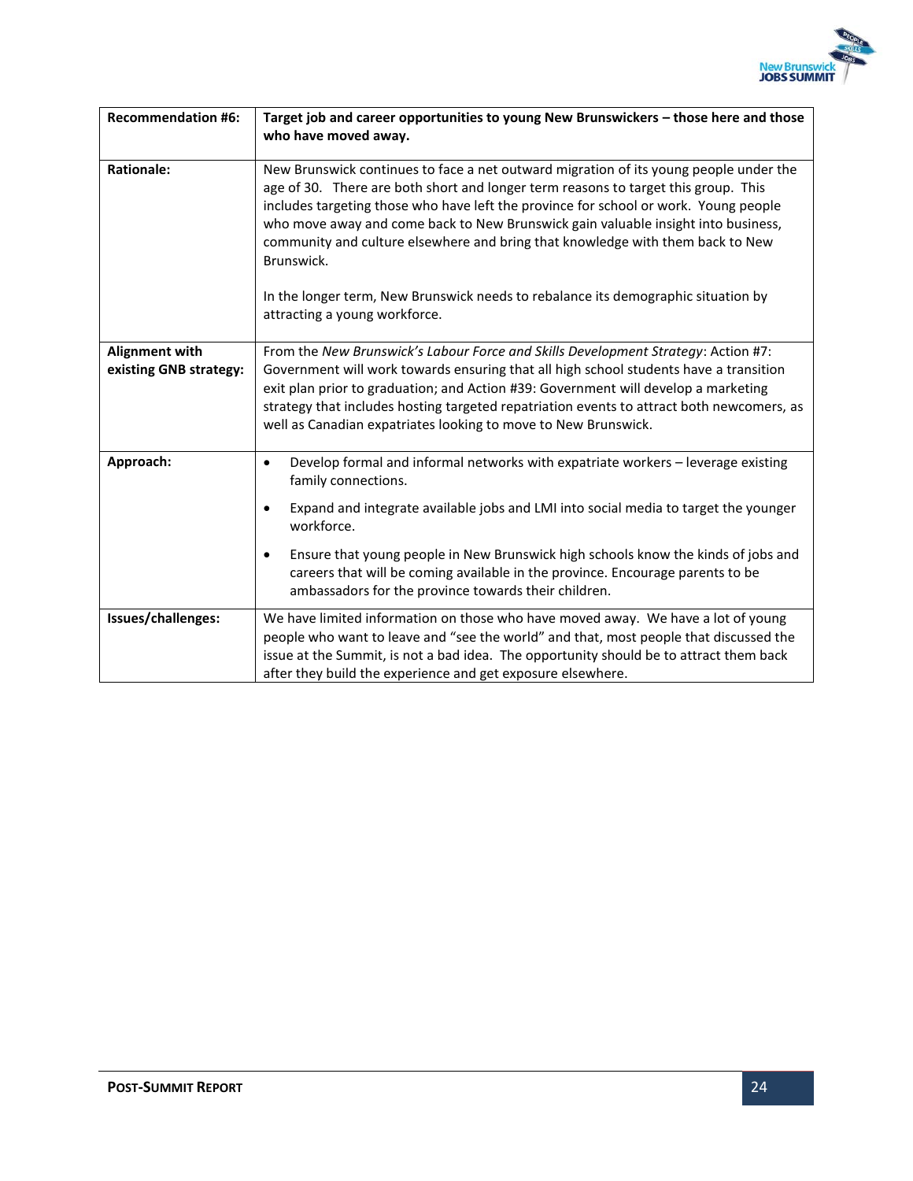| **Recommendation #6:** | **Target job and career opportunities to young New Brunswickers – those here and those who have moved away.** |
|---|---|
| **Rationale:** | New Brunswick continues to face a net outward migration of its young people under the age of 30. There are both short and longer term reasons to target this group. This includes targeting those who have left the province for school or work. Young people who move away and come back to New Brunswick gain valuable insight into business, community and culture elsewhere and bring that knowledge with them back to New Brunswick.<br><br>In the longer term, New Brunswick needs to rebalance its demographic situation by attracting a young workforce. |
| **Alignment with existing GNB strategy:** | From the *New Brunswick's Labour Force and Skills Development Strategy*: Action #7: Government will work towards ensuring that all high school students have a transition exit plan prior to graduation; and Action #39: Government will develop a marketing strategy that includes hosting targeted repatriation events to attract both newcomers, as well as Canadian expatriates looking to move to New Brunswick. |
| **Approach:** | • Develop formal and informal networks with expatriate workers – leverage existing family connections.<br>• Expand and integrate available jobs and LMI into social media to target the younger workforce.<br>• Ensure that young people in New Brunswick high schools know the kinds of jobs and careers that will be coming available in the province. Encourage parents to be ambassadors for the province towards their children. |
| **Issues/challenges:** | We have limited information on those who have moved away. We have a lot of young people who want to leave and "see the world" and that, most people that discussed the issue at the Summit, is not a bad idea. The opportunity should be to attract them back after they build the experience and get exposure elsewhere. |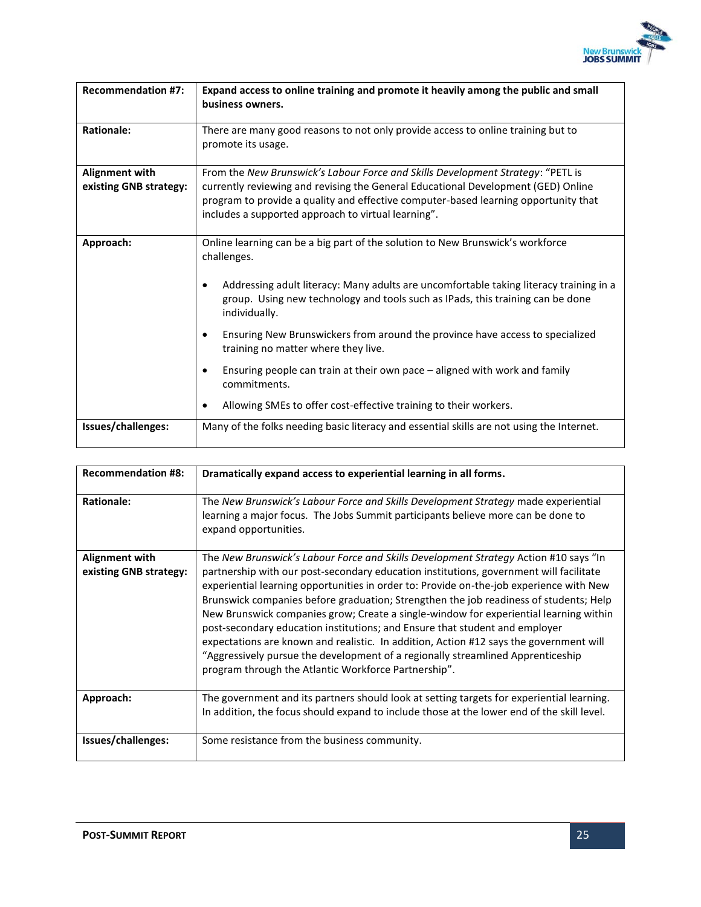| | |
|---|---|
| **Recommendation #7:** | **Expand access to online training and promote it heavily among the public and small business owners.** |
| **Rationale:** | There are many good reasons to not only provide access to online training but to promote its usage. |
| **Alignment with existing GNB strategy:** | From the *New Brunswick's Labour Force and Skills Development Strategy*: "PETL is currently reviewing and revising the General Educational Development (GED) Online program to provide a quality and effective computer-based learning opportunity that includes a supported approach to virtual learning". |
| **Approach:** | Online learning can be a big part of the solution to New Brunswick's workforce challenges.<br><br>• Addressing adult literacy: Many adults are uncomfortable taking literacy training in a group. Using new technology and tools such as IPads, this training can be done individually.<br>• Ensuring New Brunswickers from around the province have access to specialized training no matter where they live.<br>• Ensuring people can train at their own pace – aligned with work and family commitments.<br>• Allowing SMEs to offer cost-effective training to their workers. |
| **Issues/challenges:** | Many of the folks needing basic literacy and essential skills are not using the Internet. |

| | |
|---|---|
| **Recommendation #8:** | **Dramatically expand access to experiential learning in all forms.** |
| **Rationale:** | The *New Brunswick's Labour Force and Skills Development Strategy* made experiential learning a major focus. The Jobs Summit participants believe more can be done to expand opportunities. |
| **Alignment with existing GNB strategy:** | The *New Brunswick's Labour Force and Skills Development Strategy* Action #10 says "In partnership with our post-secondary education institutions, government will facilitate experiential learning opportunities in order to: Provide on-the-job experience with New Brunswick companies before graduation; Strengthen the job readiness of students; Help New Brunswick companies grow; Create a single-window for experiential learning within post-secondary education institutions; and Ensure that student and employer expectations are known and realistic. In addition, Action #12 says the government will "Aggressively pursue the development of a regionally streamlined Apprenticeship program through the Atlantic Workforce Partnership". |
| **Approach:** | The government and its partners should look at setting targets for experiential learning. In addition, the focus should expand to include those at the lower end of the skill level. |
| **Issues/challenges:** | Some resistance from the business community. |